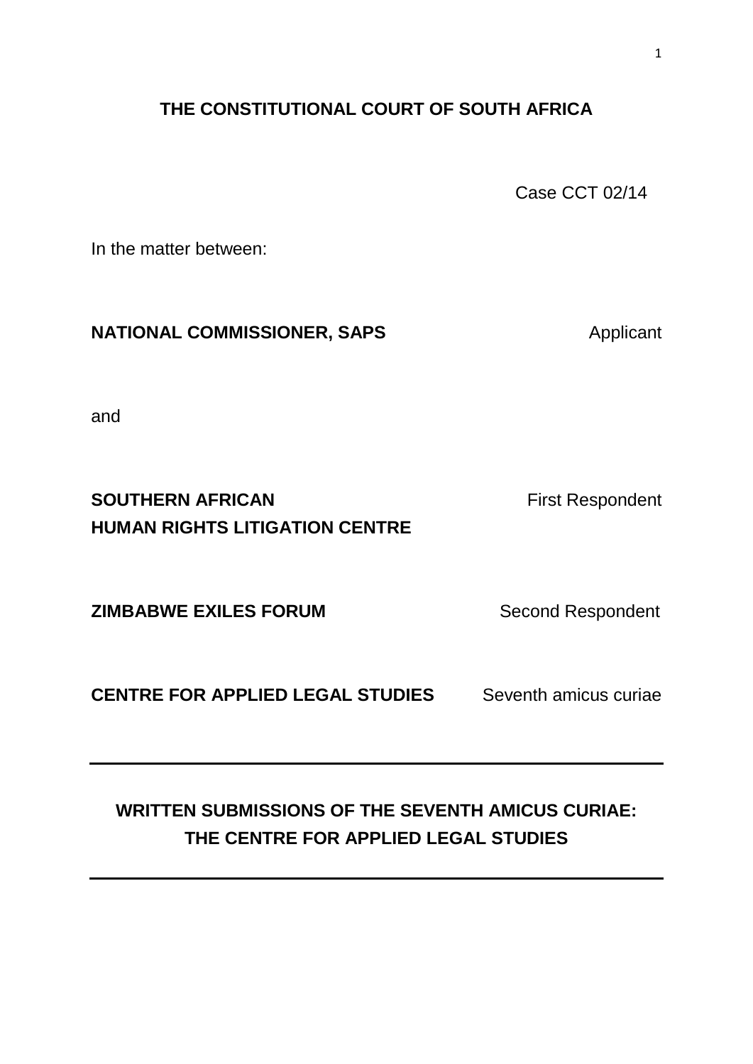**THE CONSTITUTIONAL COURT OF SOUTH AFRICA**

Case CCT 02/14

In the matter between:

| | |
|---|---|
| **NATIONAL COMMISSIONER, SAPS** | Applicant |

and

| | |
|---|---|
| **SOUTHERN AFRICAN HUMAN RIGHTS LITIGATION CENTRE** | First Respondent |
| **ZIMBABWE EXILES FORUM** | Second Respondent |
| **CENTRE FOR APPLIED LEGAL STUDIES** | Seventh amicus curiae |

---

**WRITTEN SUBMISSIONS OF THE SEVENTH AMICUS CURIAE: THE CENTRE FOR APPLIED LEGAL STUDIES**

---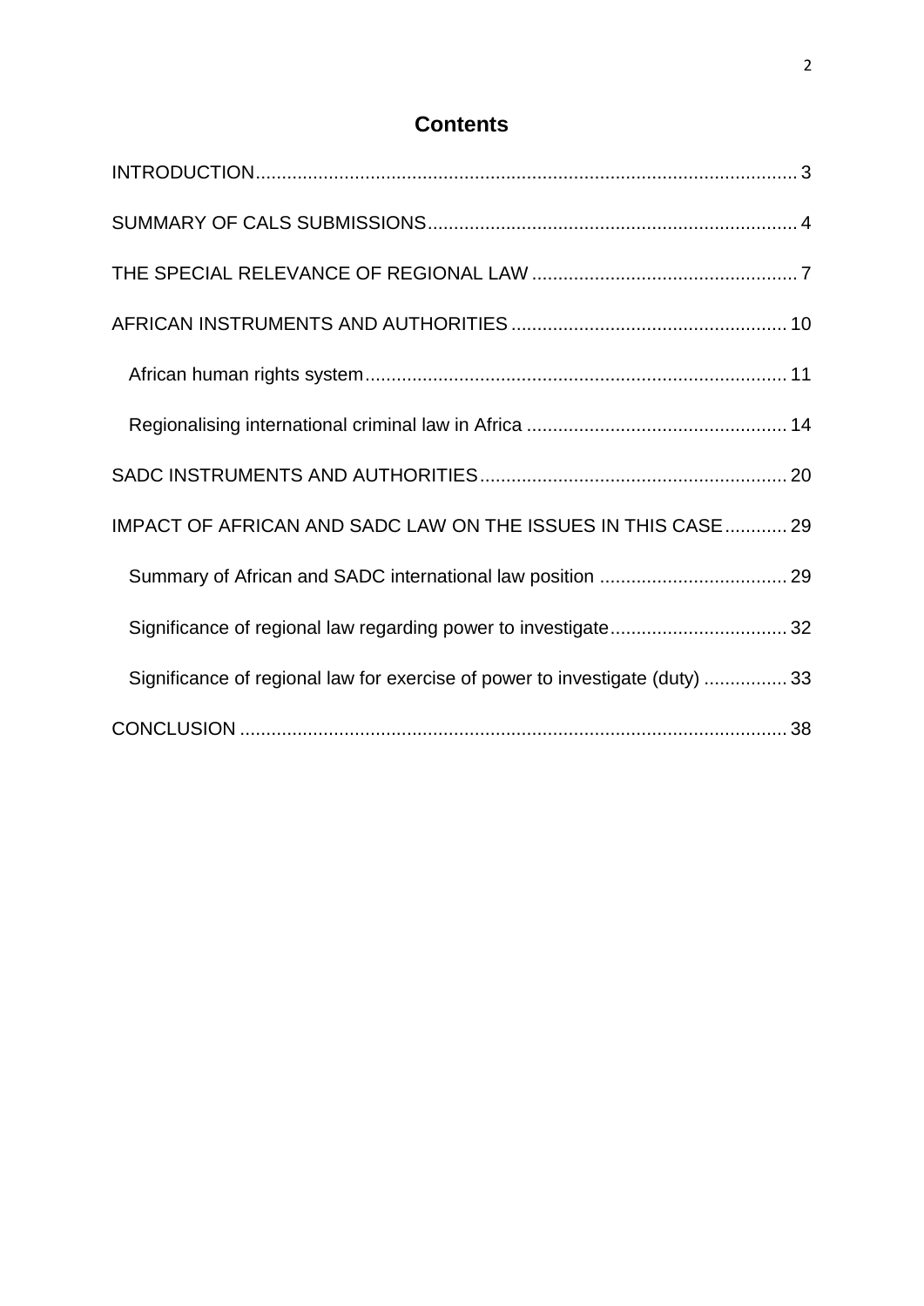# Contents

INTRODUCTION........................................................................................................ 3

SUMMARY OF CALS SUBMISSIONS....................................................................... 4

THE SPECIAL RELEVANCE OF REGIONAL LAW .................................................. 7

AFRICAN INSTRUMENTS AND AUTHORITIES .................................................... 10

African human rights system................................................................................ 11

Regionalising international criminal law in Africa ................................................. 14

SADC INSTRUMENTS AND AUTHORITIES.......................................................... 20

IMPACT OF AFRICAN AND SADC LAW ON THE ISSUES IN THIS CASE............ 29

Summary of African and SADC international law position .................................... 29

Significance of regional law regarding power to investigate.................................. 32

Significance of regional law for exercise of power to investigate (duty) ................ 33

CONCLUSION ........................................................................................................ 38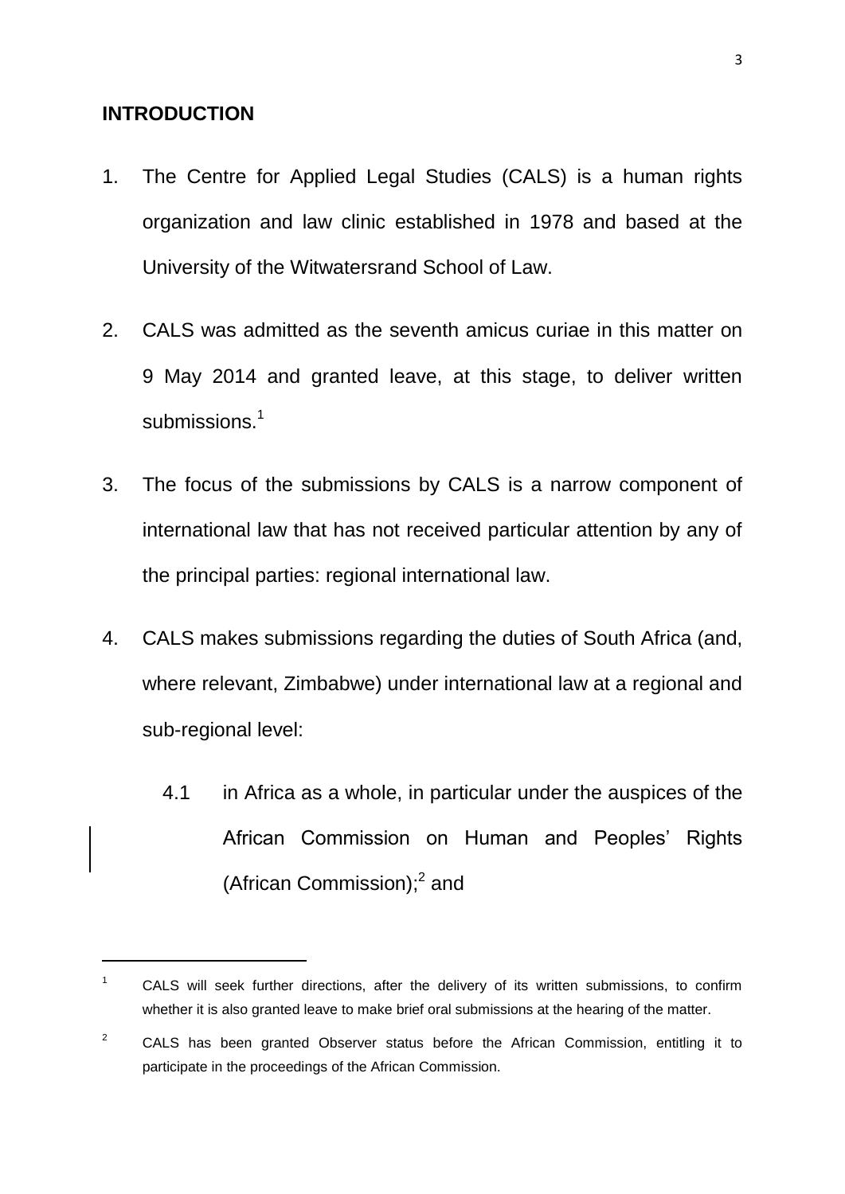## INTRODUCTION

1. The Centre for Applied Legal Studies (CALS) is a human rights organization and law clinic established in 1978 and based at the University of the Witwatersrand School of Law.

2. CALS was admitted as the seventh amicus curiae in this matter on 9 May 2014 and granted leave, at this stage, to deliver written submissions.[1]

3. The focus of the submissions by CALS is a narrow component of international law that has not received particular attention by any of the principal parties: regional international law.

4. CALS makes submissions regarding the duties of South Africa (and, where relevant, Zimbabwe) under international law at a regional and sub-regional level:

   4.1 in Africa as a whole, in particular under the auspices of the African Commission on Human and Peoples' Rights (African Commission);[2] and

---

[1] CALS will seek further directions, after the delivery of its written submissions, to confirm whether it is also granted leave to make brief oral submissions at the hearing of the matter.

[2] CALS has been granted Observer status before the African Commission, entitling it to participate in the proceedings of the African Commission.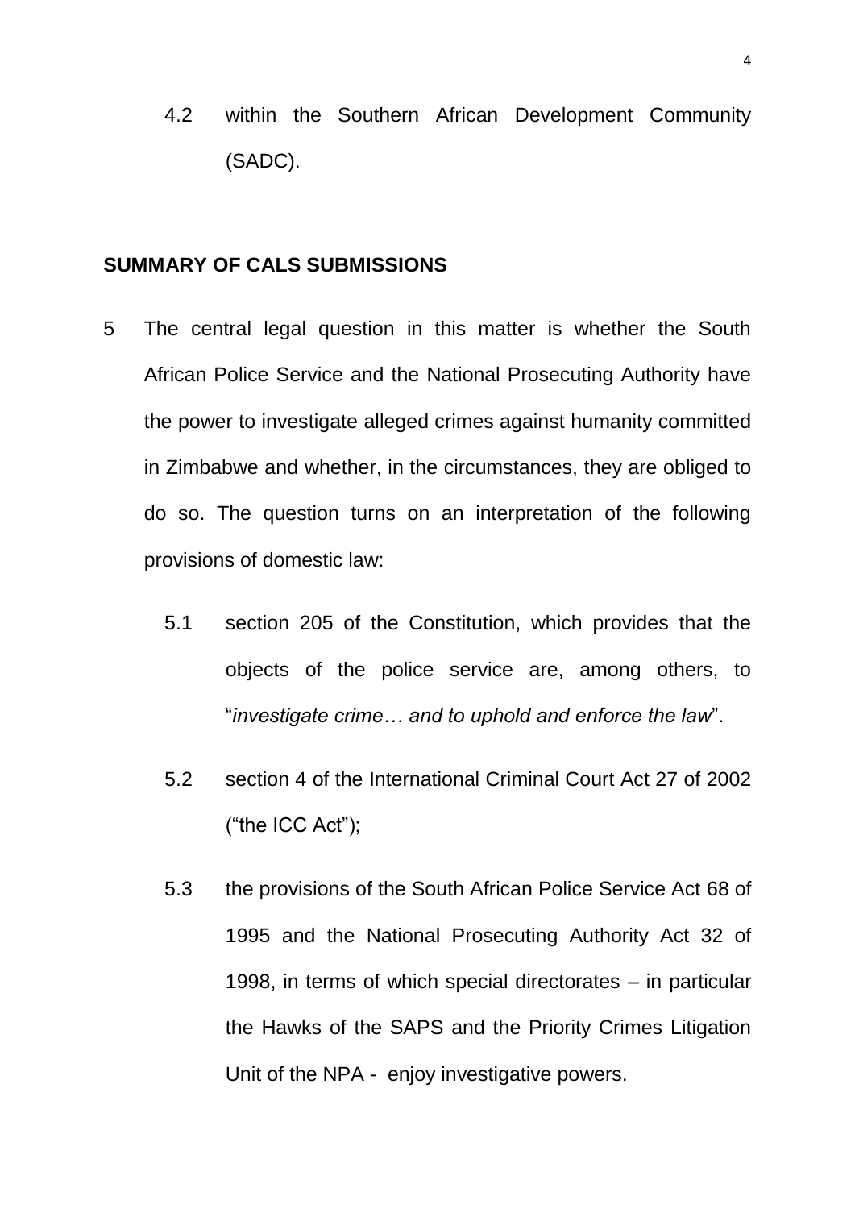4.2 within the Southern African Development Community (SADC).

## SUMMARY OF CALS SUBMISSIONS

5 The central legal question in this matter is whether the South African Police Service and the National Prosecuting Authority have the power to investigate alleged crimes against humanity committed in Zimbabwe and whether, in the circumstances, they are obliged to do so. The question turns on an interpretation of the following provisions of domestic law:

5.1 section 205 of the Constitution, which provides that the objects of the police service are, among others, to "*investigate crime… and to uphold and enforce the law*".

5.2 section 4 of the International Criminal Court Act 27 of 2002 ("the ICC Act");

5.3 the provisions of the South African Police Service Act 68 of 1995 and the National Prosecuting Authority Act 32 of 1998, in terms of which special directorates – in particular the Hawks of the SAPS and the Priority Crimes Litigation Unit of the NPA - enjoy investigative powers.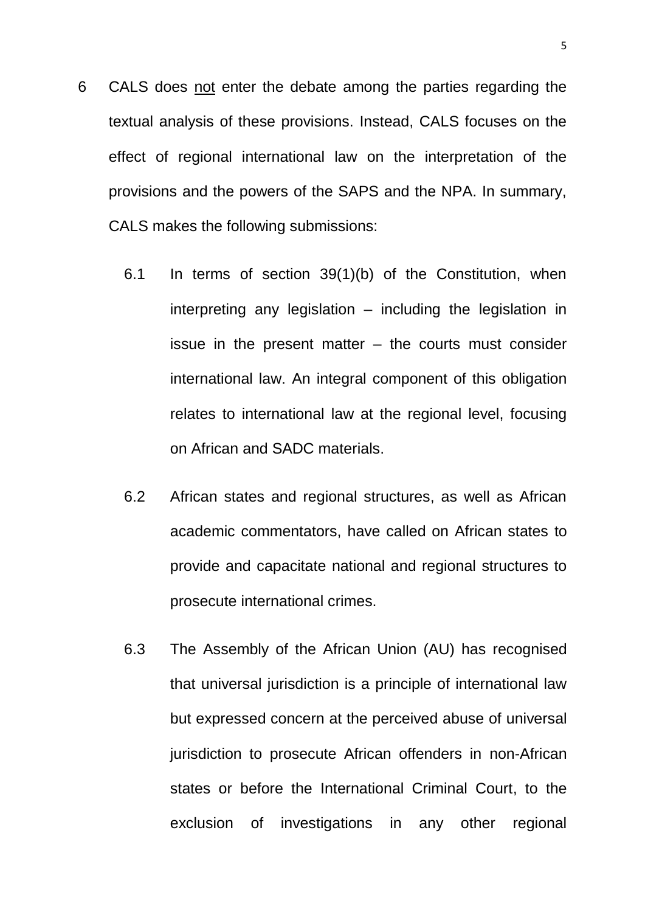6 CALS does <u>not</u> enter the debate among the parties regarding the textual analysis of these provisions. Instead, CALS focuses on the effect of regional international law on the interpretation of the provisions and the powers of the SAPS and the NPA. In summary, CALS makes the following submissions:

6.1 In terms of section 39(1)(b) of the Constitution, when interpreting any legislation – including the legislation in issue in the present matter – the courts must consider international law. An integral component of this obligation relates to international law at the regional level, focusing on African and SADC materials.

6.2 African states and regional structures, as well as African academic commentators, have called on African states to provide and capacitate national and regional structures to prosecute international crimes.

6.3 The Assembly of the African Union (AU) has recognised that universal jurisdiction is a principle of international law but expressed concern at the perceived abuse of universal jurisdiction to prosecute African offenders in non-African states or before the International Criminal Court, to the exclusion of investigations in any other regional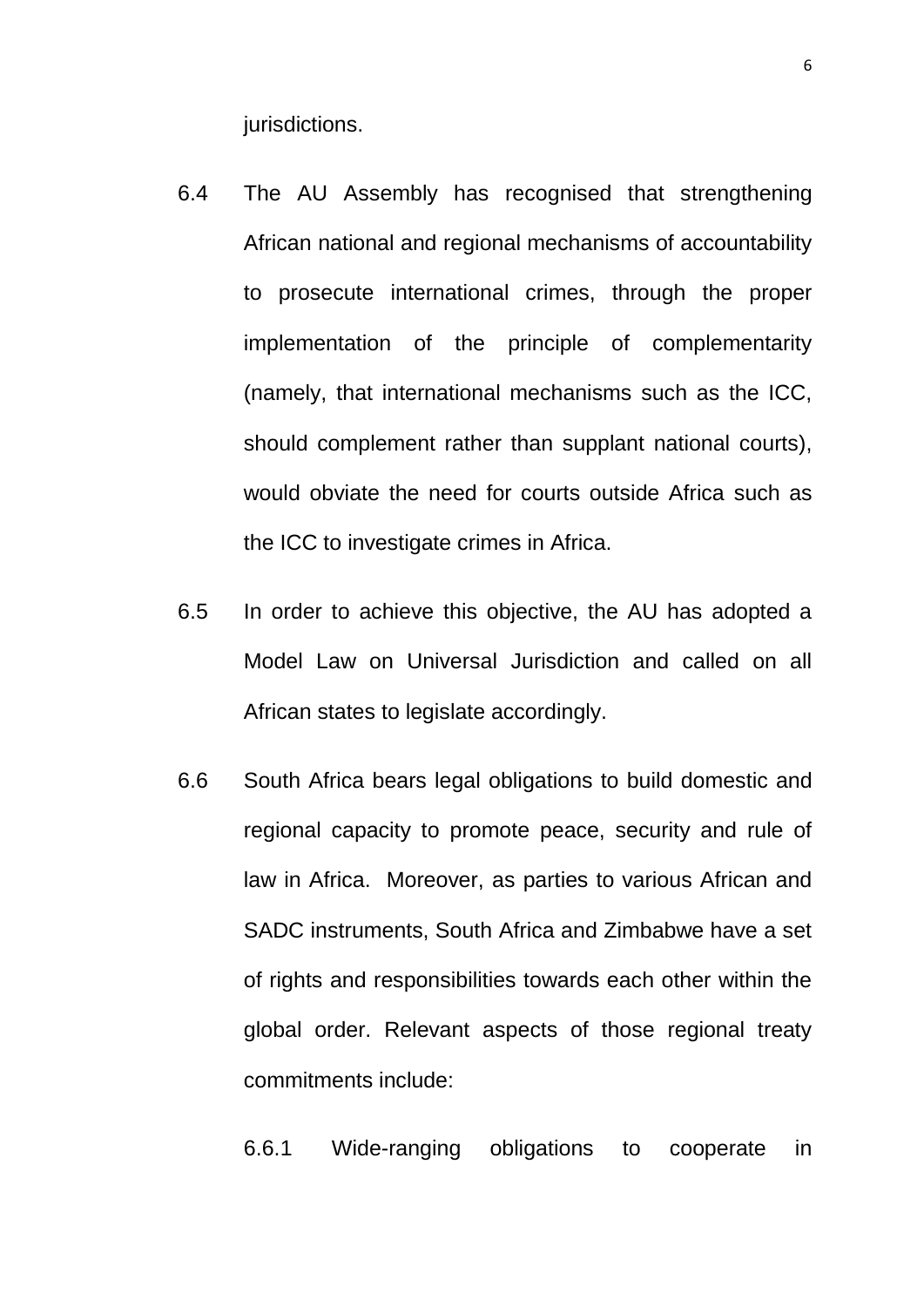jurisdictions.

6.4 The AU Assembly has recognised that strengthening African national and regional mechanisms of accountability to prosecute international crimes, through the proper implementation of the principle of complementarity (namely, that international mechanisms such as the ICC, should complement rather than supplant national courts), would obviate the need for courts outside Africa such as the ICC to investigate crimes in Africa.

6.5 In order to achieve this objective, the AU has adopted a Model Law on Universal Jurisdiction and called on all African states to legislate accordingly.

6.6 South Africa bears legal obligations to build domestic and regional capacity to promote peace, security and rule of law in Africa. Moreover, as parties to various African and SADC instruments, South Africa and Zimbabwe have a set of rights and responsibilities towards each other within the global order. Relevant aspects of those regional treaty commitments include:

6.6.1 Wide-ranging obligations to cooperate in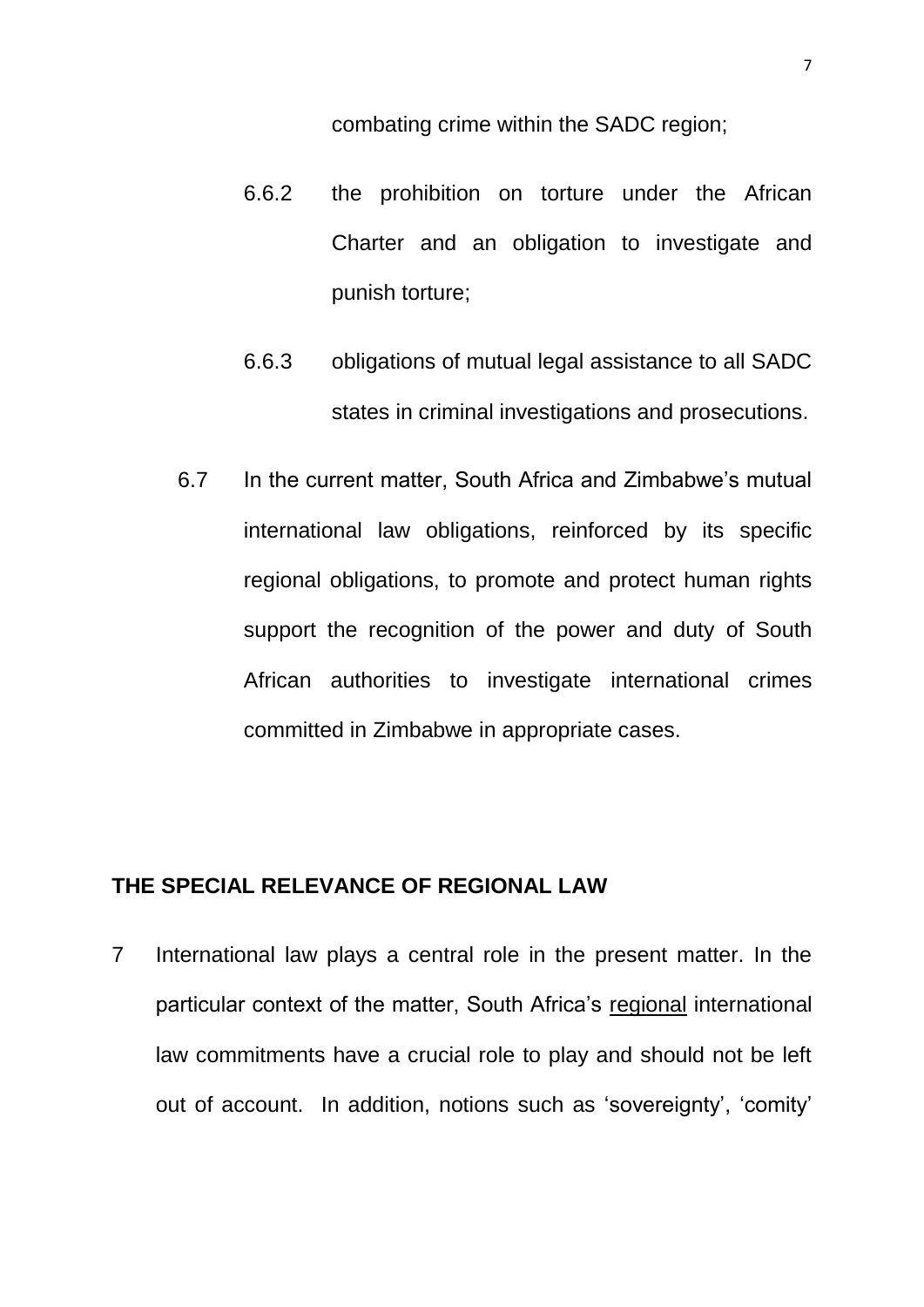combating crime within the SADC region;

6.6.2 the prohibition on torture under the African Charter and an obligation to investigate and punish torture;

6.6.3 obligations of mutual legal assistance to all SADC states in criminal investigations and prosecutions.

6.7 In the current matter, South Africa and Zimbabwe's mutual international law obligations, reinforced by its specific regional obligations, to promote and protect human rights support the recognition of the power and duty of South African authorities to investigate international crimes committed in Zimbabwe in appropriate cases.

## THE SPECIAL RELEVANCE OF REGIONAL LAW

7 International law plays a central role in the present matter. In the particular context of the matter, South Africa's <u>regional</u> international law commitments have a crucial role to play and should not be left out of account. In addition, notions such as 'sovereignty', 'comity'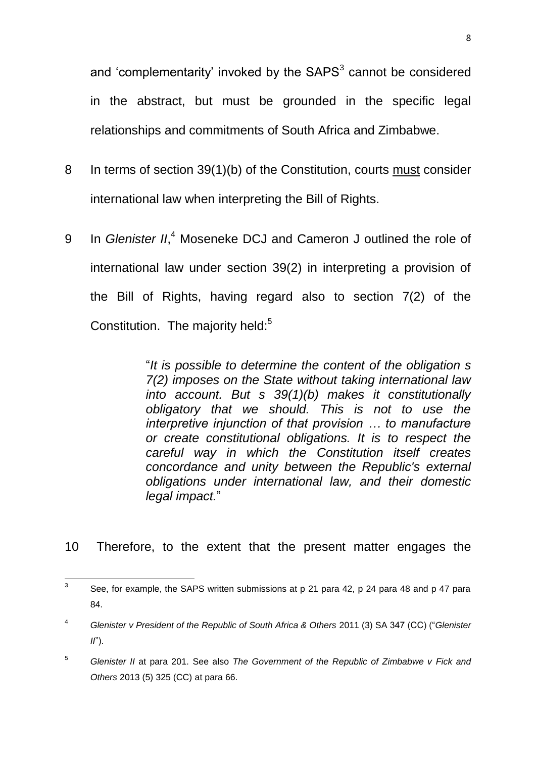and 'complementarity' invoked by the SAPS[3] cannot be considered in the abstract, but must be grounded in the specific legal relationships and commitments of South Africa and Zimbabwe.

8 In terms of section 39(1)(b) of the Constitution, courts <u>must</u> consider international law when interpreting the Bill of Rights.

9 In *Glenister II*,[4] Moseneke DCJ and Cameron J outlined the role of international law under section 39(2) in interpreting a provision of the Bill of Rights, having regard also to section 7(2) of the Constitution. The majority held:[5]

> "*It is possible to determine the content of the obligation s 7(2) imposes on the State without taking international law into account. But s 39(1)(b) makes it constitutionally obligatory that we should. This is not to use the interpretive injunction of that provision … to manufacture or create constitutional obligations. It is to respect the careful way in which the Constitution itself creates concordance and unity between the Republic's external obligations under international law, and their domestic legal impact.*"

10 Therefore, to the extent that the present matter engages the

---

[3] See, for example, the SAPS written submissions at p 21 para 42, p 24 para 48 and p 47 para 84.

[4] *Glenister v President of the Republic of South Africa & Others* 2011 (3) SA 347 (CC) ("*Glenister II*").

[5] *Glenister II* at para 201. See also *The Government of the Republic of Zimbabwe v Fick and Others* 2013 (5) 325 (CC) at para 66.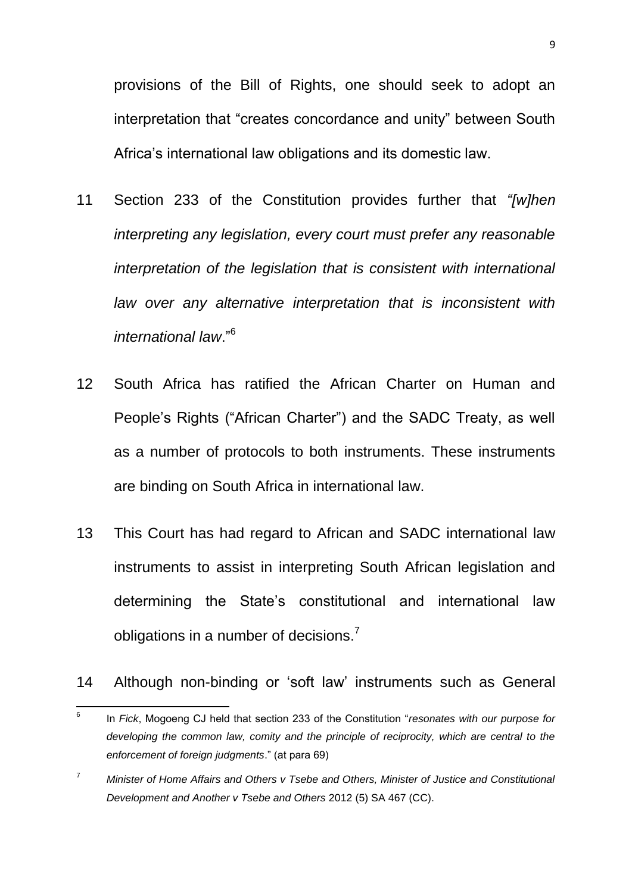provisions of the Bill of Rights, one should seek to adopt an interpretation that "creates concordance and unity" between South Africa's international law obligations and its domestic law.

11 Section 233 of the Constitution provides further that *"[w]hen interpreting any legislation, every court must prefer any reasonable interpretation of the legislation that is consistent with international law over any alternative interpretation that is inconsistent with international law*."[6]

12 South Africa has ratified the African Charter on Human and People's Rights ("African Charter") and the SADC Treaty, as well as a number of protocols to both instruments. These instruments are binding on South Africa in international law.

13 This Court has had regard to African and SADC international law instruments to assist in interpreting South African legislation and determining the State's constitutional and international law obligations in a number of decisions.[7]

14 Although non-binding or 'soft law' instruments such as General

---

[6] In *Fick*, Mogoeng CJ held that section 233 of the Constitution "*resonates with our purpose for developing the common law, comity and the principle of reciprocity, which are central to the enforcement of foreign judgments*." (at para 69)

[7] *Minister of Home Affairs and Others v Tsebe and Others, Minister of Justice and Constitutional Development and Another v Tsebe and Others* 2012 (5) SA 467 (CC).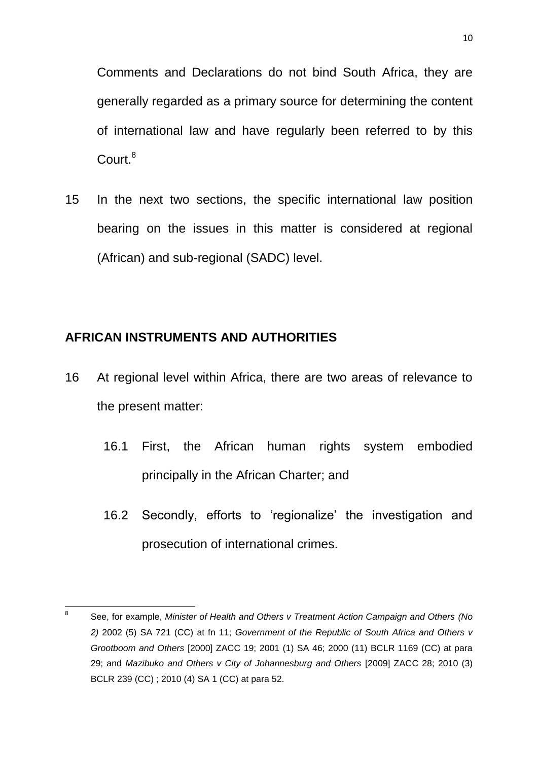Comments and Declarations do not bind South Africa, they are generally regarded as a primary source for determining the content of international law and have regularly been referred to by this Court.[8]

15 In the next two sections, the specific international law position bearing on the issues in this matter is considered at regional (African) and sub-regional (SADC) level.

## AFRICAN INSTRUMENTS AND AUTHORITIES

16 At regional level within Africa, there are two areas of relevance to the present matter:

16.1 First, the African human rights system embodied principally in the African Charter; and

16.2 Secondly, efforts to 'regionalize' the investigation and prosecution of international crimes.

---

[8] See, for example, *Minister of Health and Others v Treatment Action Campaign and Others (No 2)* 2002 (5) SA 721 (CC) at fn 11; *Government of the Republic of South Africa and Others v Grootboom and Others* [2000] ZACC 19; 2001 (1) SA 46; 2000 (11) BCLR 1169 (CC) at para 29; and *Mazibuko and Others v City of Johannesburg and Others* [2009] ZACC 28; 2010 (3) BCLR 239 (CC) ; 2010 (4) SA 1 (CC) at para 52.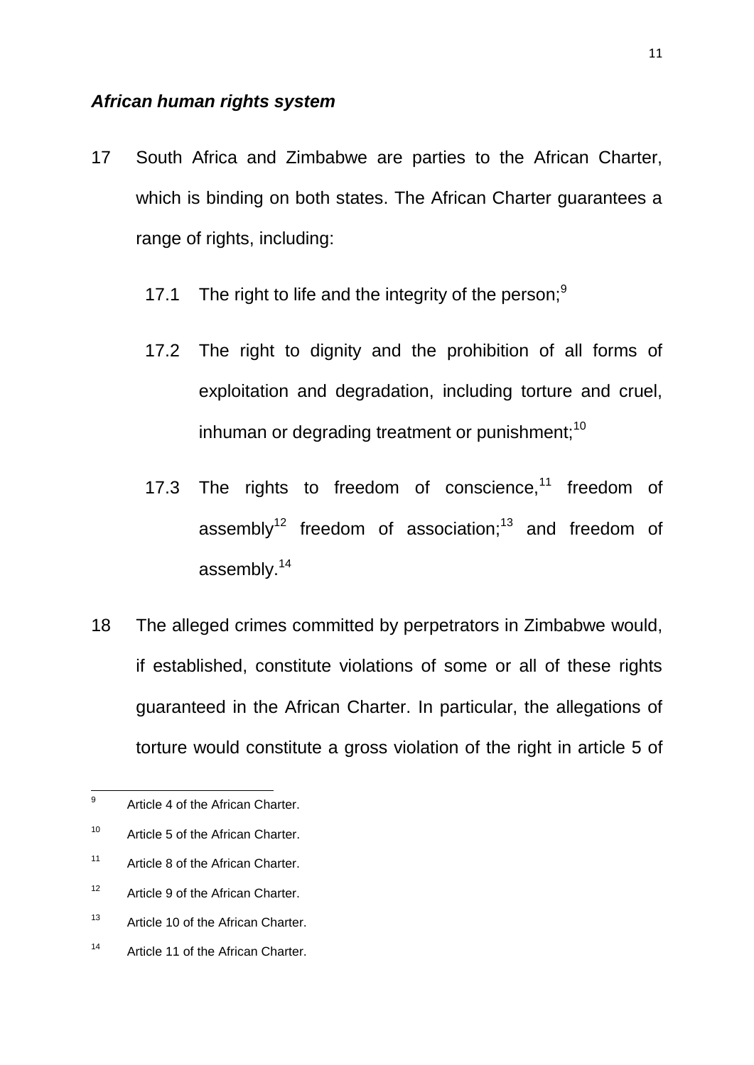***African human rights system***

17 South Africa and Zimbabwe are parties to the African Charter, which is binding on both states. The African Charter guarantees a range of rights, including:

17.1 The right to life and the integrity of the person;[9]

17.2 The right to dignity and the prohibition of all forms of exploitation and degradation, including torture and cruel, inhuman or degrading treatment or punishment;[10]

17.3 The rights to freedom of conscience,[11] freedom of assembly[12] freedom of association;[13] and freedom of assembly.[14]

18 The alleged crimes committed by perpetrators in Zimbabwe would, if established, constitute violations of some or all of these rights guaranteed in the African Charter. In particular, the allegations of torture would constitute a gross violation of the right in article 5 of

---

[9] Article 4 of the African Charter.

[10] Article 5 of the African Charter.

[11] Article 8 of the African Charter.

[12] Article 9 of the African Charter.

[13] Article 10 of the African Charter.

[14] Article 11 of the African Charter.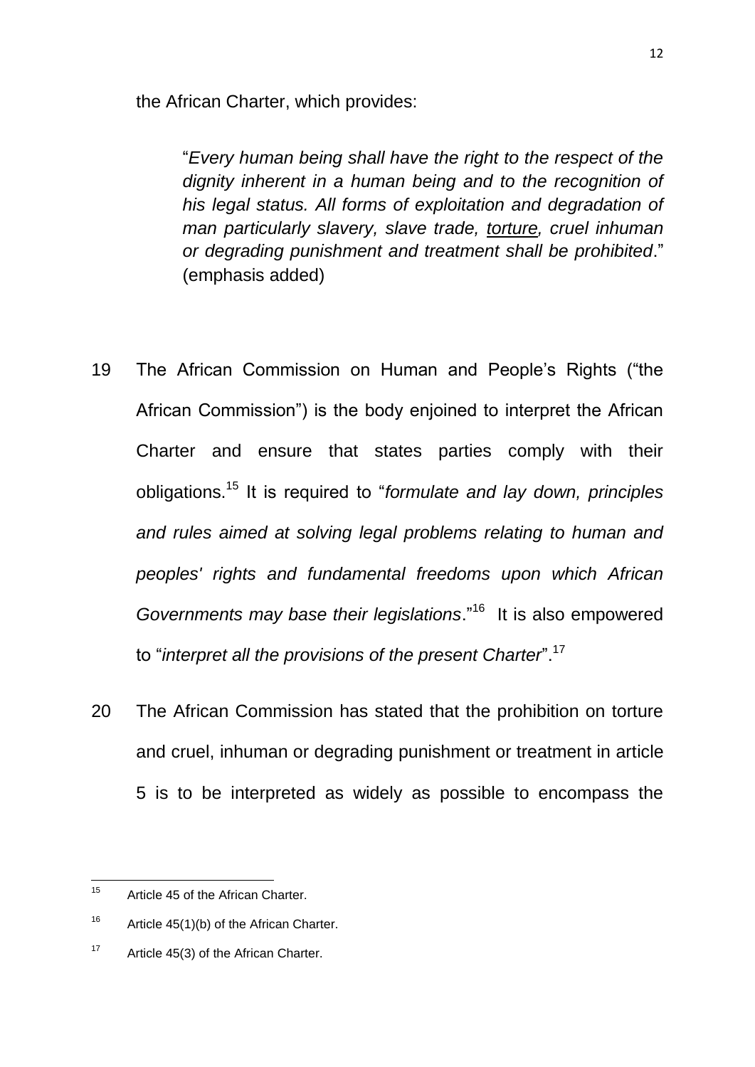the African Charter, which provides:

> "*Every human being shall have the right to the respect of the dignity inherent in a human being and to the recognition of his legal status. All forms of exploitation and degradation of man particularly slavery, slave trade, <u>torture</u>, cruel inhuman or degrading punishment and treatment shall be prohibited*." (emphasis added)

19 The African Commission on Human and People's Rights ("the African Commission") is the body enjoined to interpret the African Charter and ensure that states parties comply with their obligations.[15] It is required to "*formulate and lay down, principles and rules aimed at solving legal problems relating to human and peoples' rights and fundamental freedoms upon which African Governments may base their legislations*."[16] It is also empowered to "*interpret all the provisions of the present Charter*".[17]

20 The African Commission has stated that the prohibition on torture and cruel, inhuman or degrading punishment or treatment in article 5 is to be interpreted as widely as possible to encompass the

---

[15] Article 45 of the African Charter.

[16] Article 45(1)(b) of the African Charter.

[17] Article 45(3) of the African Charter.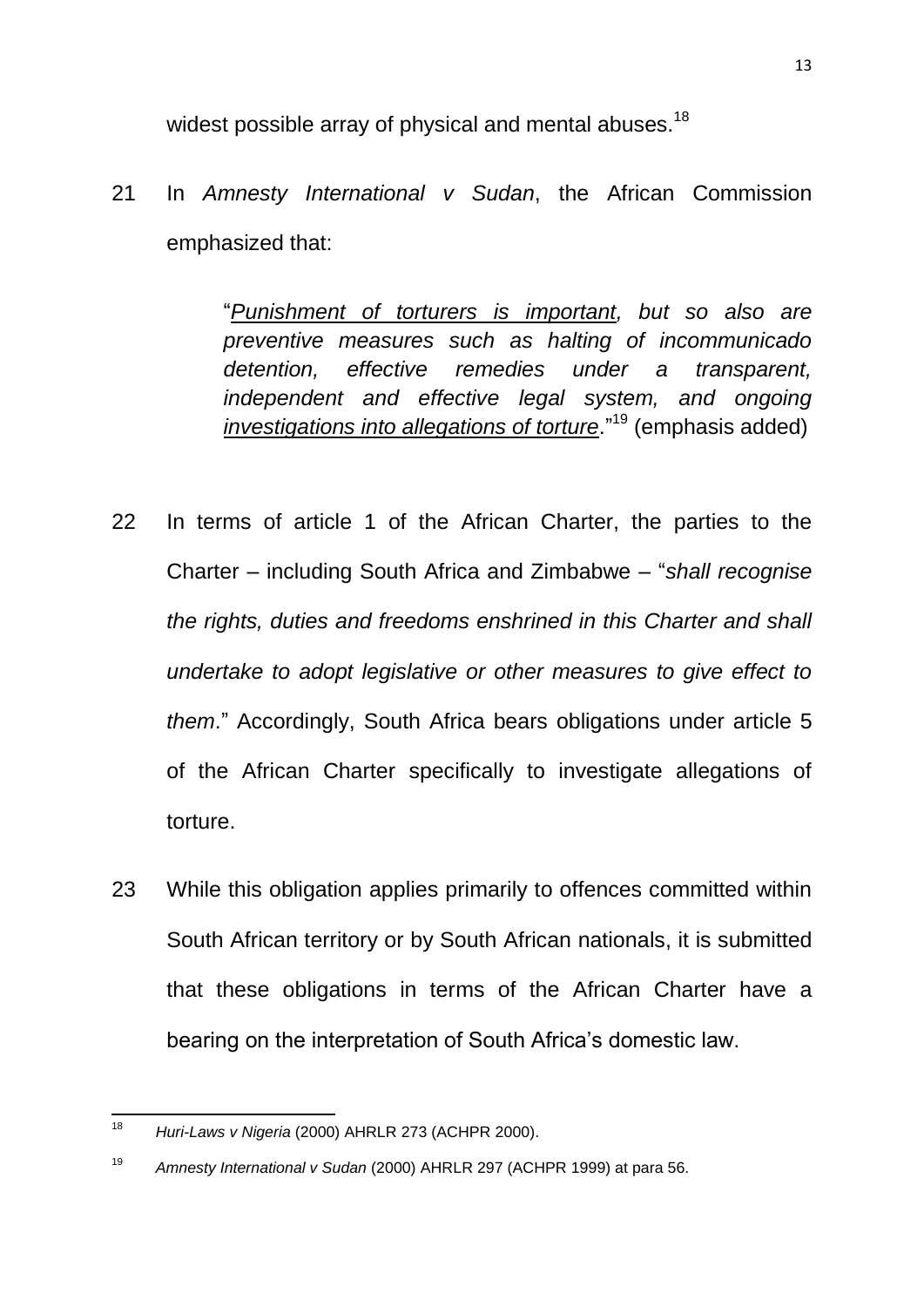widest possible array of physical and mental abuses.[18]

21 In *Amnesty International v Sudan*, the African Commission emphasized that:

> "*<u>Punishment of torturers is important</u>, but so also are preventive measures such as halting of incommunicado detention, effective remedies under a transparent, independent and effective legal system, and ongoing <u>investigations into allegations of torture</u>*."[19] (emphasis added)

22 In terms of article 1 of the African Charter, the parties to the Charter – including South Africa and Zimbabwe – "*shall recognise the rights, duties and freedoms enshrined in this Charter and shall undertake to adopt legislative or other measures to give effect to them*." Accordingly, South Africa bears obligations under article 5 of the African Charter specifically to investigate allegations of torture.

23 While this obligation applies primarily to offences committed within South African territory or by South African nationals, it is submitted that these obligations in terms of the African Charter have a bearing on the interpretation of South Africa's domestic law.

---

[18] *Huri-Laws v Nigeria* (2000) AHRLR 273 (ACHPR 2000).

[19] *Amnesty International v Sudan* (2000) AHRLR 297 (ACHPR 1999) at para 56.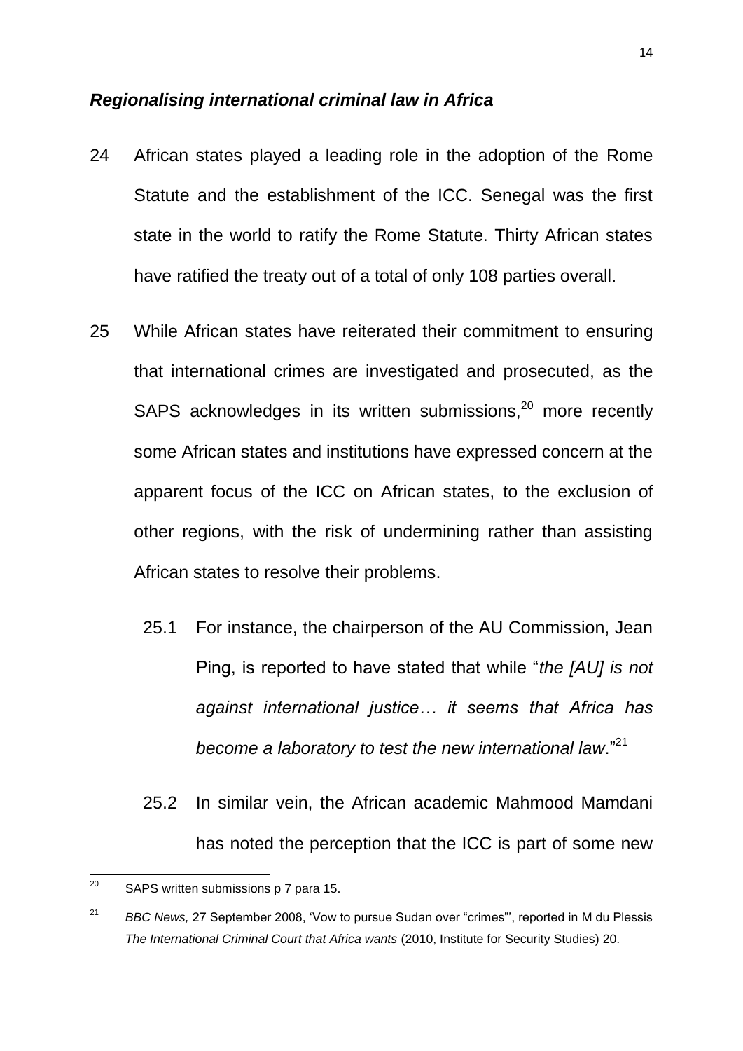### *Regionalising international criminal law in Africa*

24 African states played a leading role in the adoption of the Rome Statute and the establishment of the ICC. Senegal was the first state in the world to ratify the Rome Statute. Thirty African states have ratified the treaty out of a total of only 108 parties overall.

25 While African states have reiterated their commitment to ensuring that international crimes are investigated and prosecuted, as the SAPS acknowledges in its written submissions,[20] more recently some African states and institutions have expressed concern at the apparent focus of the ICC on African states, to the exclusion of other regions, with the risk of undermining rather than assisting African states to resolve their problems.

25.1 For instance, the chairperson of the AU Commission, Jean Ping, is reported to have stated that while "*the [AU] is not against international justice… it seems that Africa has become a laboratory to test the new international law*."[21]

25.2 In similar vein, the African academic Mahmood Mamdani has noted the perception that the ICC is part of some new

---

[20] SAPS written submissions p 7 para 15.

[21] *BBC News,* 27 September 2008, 'Vow to pursue Sudan over "crimes"', reported in M du Plessis *The International Criminal Court that Africa wants* (2010, Institute for Security Studies) 20.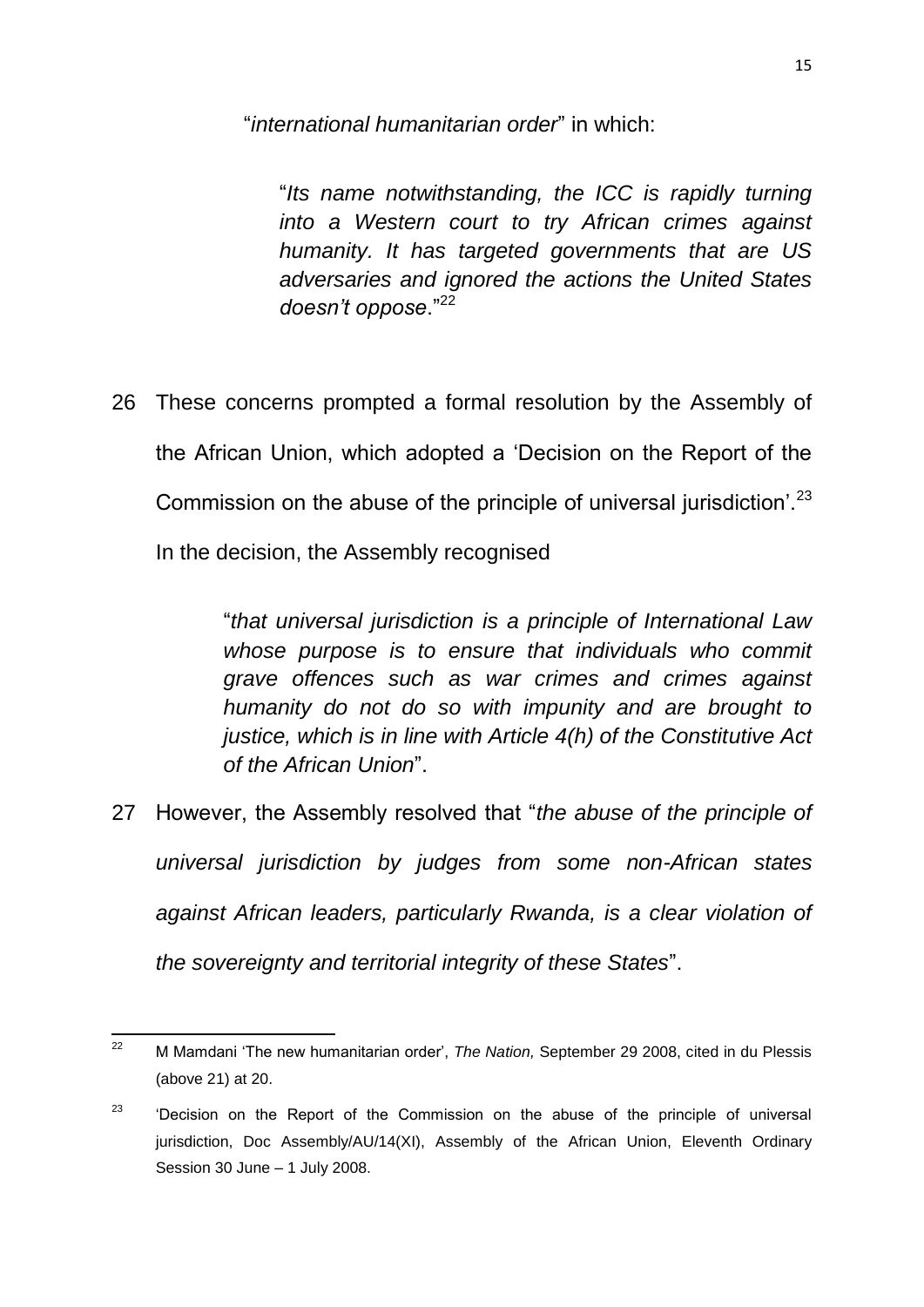"*international humanitarian order*" in which:

> "*Its name notwithstanding, the ICC is rapidly turning into a Western court to try African crimes against humanity. It has targeted governments that are US adversaries and ignored the actions the United States doesn't oppose*."[22]

26 These concerns prompted a formal resolution by the Assembly of the African Union, which adopted a 'Decision on the Report of the Commission on the abuse of the principle of universal jurisdiction'.[23] In the decision, the Assembly recognised

> "*that universal jurisdiction is a principle of International Law whose purpose is to ensure that individuals who commit grave offences such as war crimes and crimes against humanity do not do so with impunity and are brought to justice, which is in line with Article 4(h) of the Constitutive Act of the African Union*".

27 However, the Assembly resolved that "*the abuse of the principle of universal jurisdiction by judges from some non-African states against African leaders, particularly Rwanda, is a clear violation of the sovereignty and territorial integrity of these States*".

---

[22] M Mamdani 'The new humanitarian order', *The Nation,* September 29 2008, cited in du Plessis (above 21) at 20.

[23] 'Decision on the Report of the Commission on the abuse of the principle of universal jurisdiction, Doc Assembly/AU/14(XI), Assembly of the African Union, Eleventh Ordinary Session 30 June – 1 July 2008.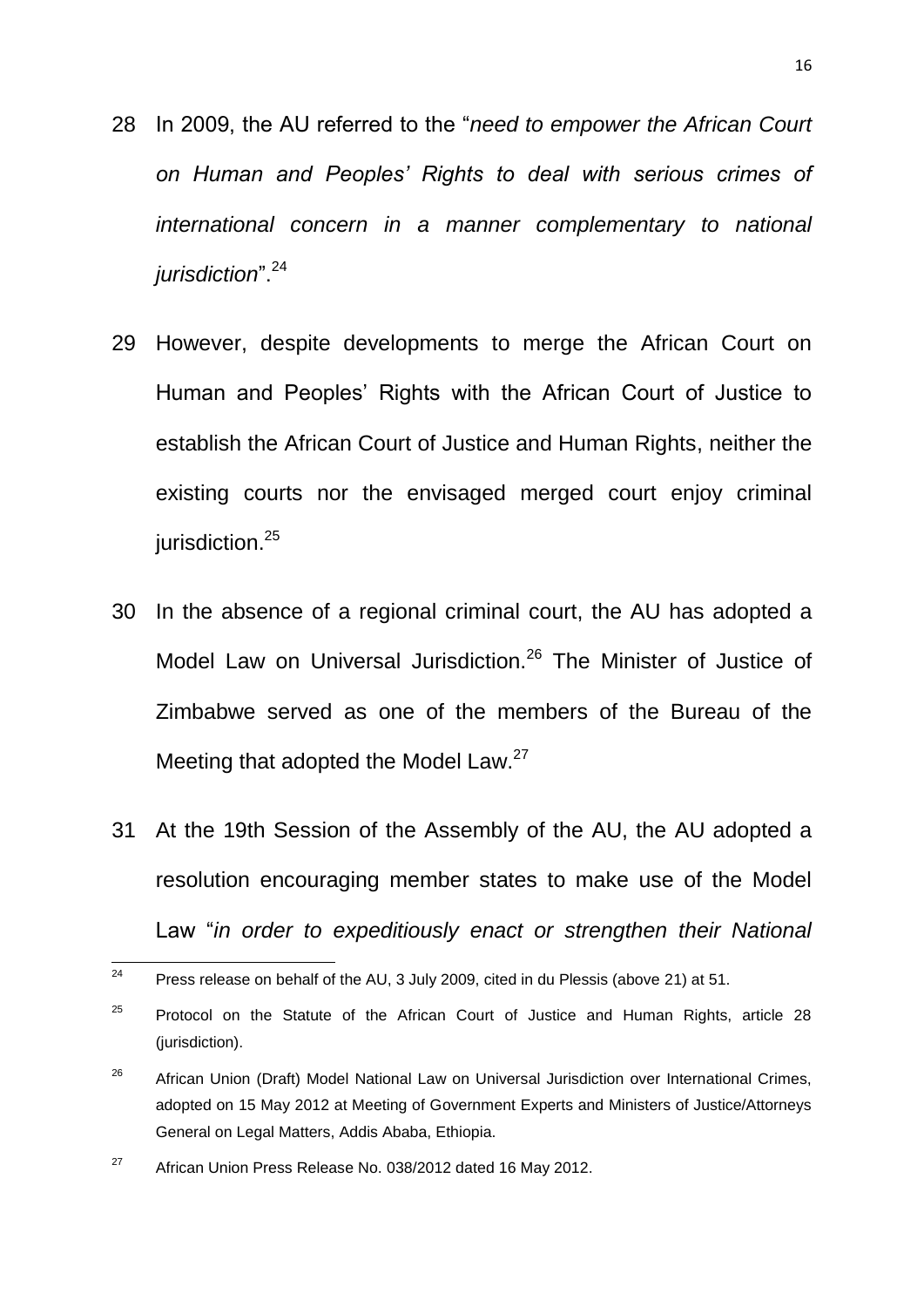28 In 2009, the AU referred to the "*need to empower the African Court on Human and Peoples' Rights to deal with serious crimes of international concern in a manner complementary to national jurisdiction*".[24]

29 However, despite developments to merge the African Court on Human and Peoples' Rights with the African Court of Justice to establish the African Court of Justice and Human Rights, neither the existing courts nor the envisaged merged court enjoy criminal jurisdiction.[25]

30 In the absence of a regional criminal court, the AU has adopted a Model Law on Universal Jurisdiction.[26] The Minister of Justice of Zimbabwe served as one of the members of the Bureau of the Meeting that adopted the Model Law.[27]

31 At the 19th Session of the Assembly of the AU, the AU adopted a resolution encouraging member states to make use of the Model Law "*in order to expeditiously enact or strengthen their National*

---

[24] Press release on behalf of the AU, 3 July 2009, cited in du Plessis (above 21) at 51.

[25] Protocol on the Statute of the African Court of Justice and Human Rights, article 28 (jurisdiction).

[26] African Union (Draft) Model National Law on Universal Jurisdiction over International Crimes, adopted on 15 May 2012 at Meeting of Government Experts and Ministers of Justice/Attorneys General on Legal Matters, Addis Ababa, Ethiopia.

[27] African Union Press Release No. 038/2012 dated 16 May 2012.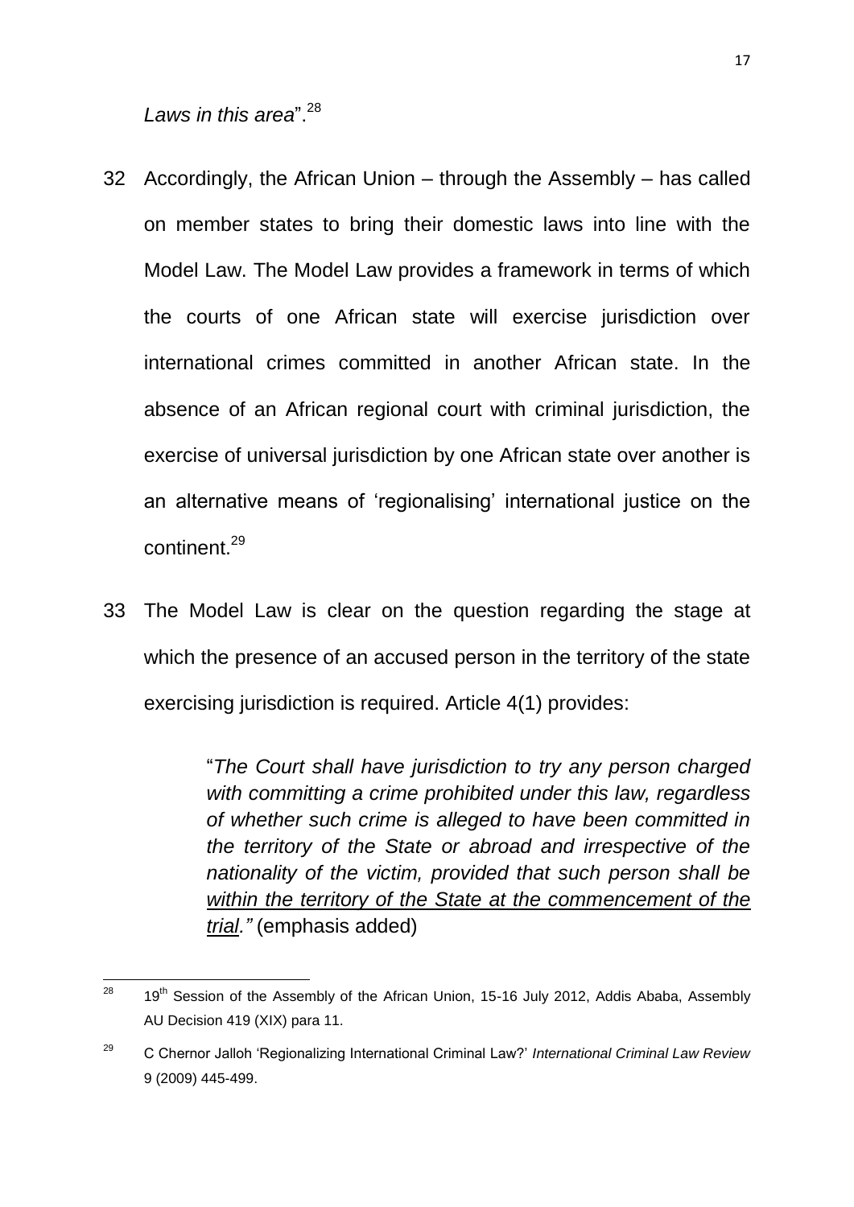*Laws in this area*".[28]

32 Accordingly, the African Union – through the Assembly – has called on member states to bring their domestic laws into line with the Model Law. The Model Law provides a framework in terms of which the courts of one African state will exercise jurisdiction over international crimes committed in another African state. In the absence of an African regional court with criminal jurisdiction, the exercise of universal jurisdiction by one African state over another is an alternative means of 'regionalising' international justice on the continent.[29]

33 The Model Law is clear on the question regarding the stage at which the presence of an accused person in the territory of the state exercising jurisdiction is required. Article 4(1) provides:

> "*The Court shall have jurisdiction to try any person charged with committing a crime prohibited under this law, regardless of whether such crime is alleged to have been committed in the territory of the State or abroad and irrespective of the nationality of the victim, provided that such person shall be <u>within the territory of the State at the commencement of the trial</u>."* (emphasis added)

---

[28] 19th Session of the Assembly of the African Union, 15-16 July 2012, Addis Ababa, Assembly AU Decision 419 (XIX) para 11.

[29] C Chernor Jalloh 'Regionalizing International Criminal Law?' *International Criminal Law Review* 9 (2009) 445-499.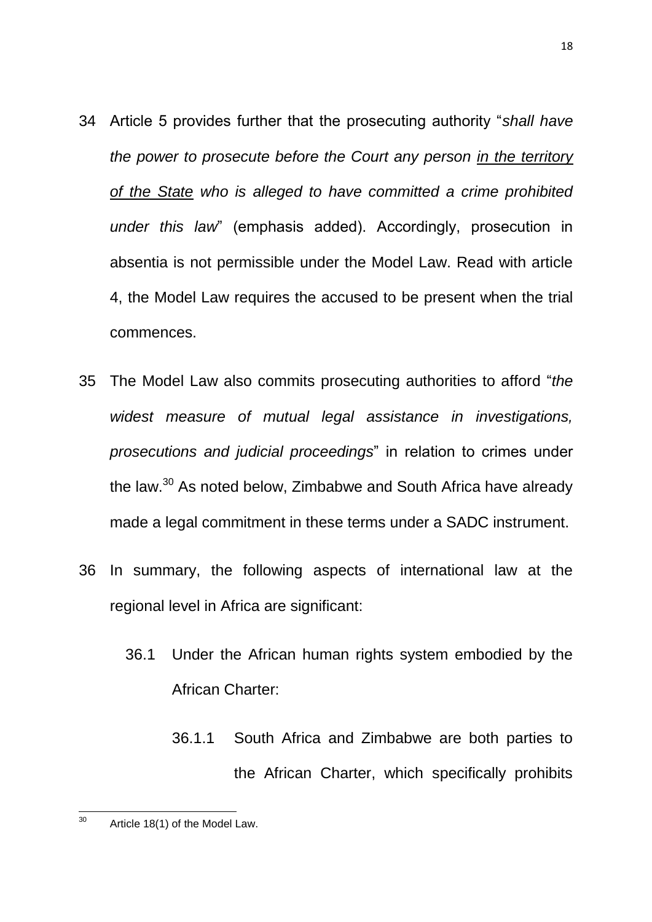34 Article 5 provides further that the prosecuting authority "*shall have the power to prosecute before the Court any person* <u>*in the territory of the State*</u> *who is alleged to have committed a crime prohibited under this law*" (emphasis added). Accordingly, prosecution in absentia is not permissible under the Model Law. Read with article 4, the Model Law requires the accused to be present when the trial commences.

35 The Model Law also commits prosecuting authorities to afford "*the widest measure of mutual legal assistance in investigations, prosecutions and judicial proceedings*" in relation to crimes under the law.[30] As noted below, Zimbabwe and South Africa have already made a legal commitment in these terms under a SADC instrument.

36 In summary, the following aspects of international law at the regional level in Africa are significant:

36.1 Under the African human rights system embodied by the African Charter:

36.1.1 South Africa and Zimbabwe are both parties to the African Charter, which specifically prohibits

---

[30] Article 18(1) of the Model Law.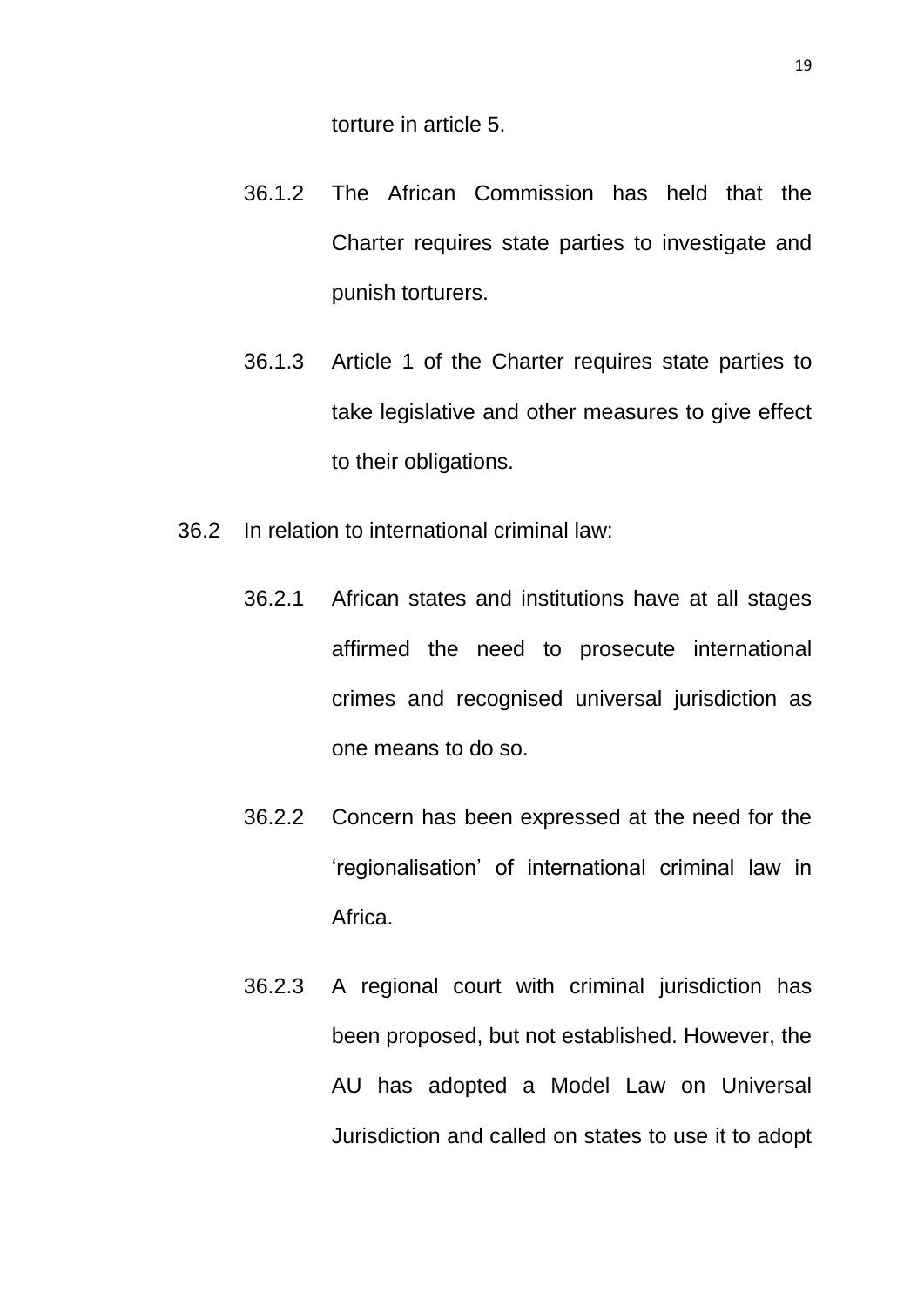torture in article 5.

36.1.2 The African Commission has held that the Charter requires state parties to investigate and punish torturers.

36.1.3 Article 1 of the Charter requires state parties to take legislative and other measures to give effect to their obligations.

36.2 In relation to international criminal law:

36.2.1 African states and institutions have at all stages affirmed the need to prosecute international crimes and recognised universal jurisdiction as one means to do so.

36.2.2 Concern has been expressed at the need for the 'regionalisation' of international criminal law in Africa.

36.2.3 A regional court with criminal jurisdiction has been proposed, but not established. However, the AU has adopted a Model Law on Universal Jurisdiction and called on states to use it to adopt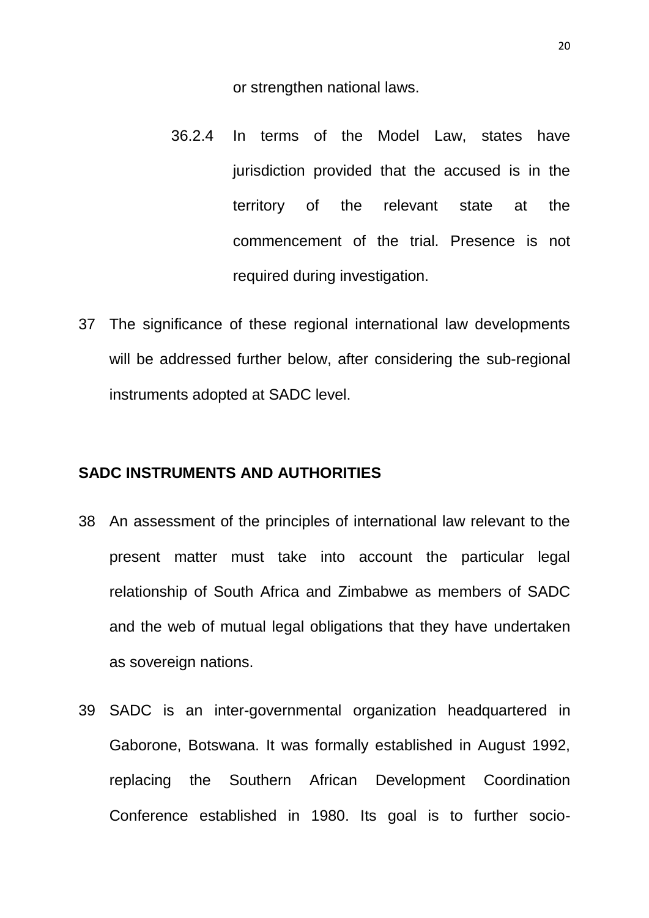or strengthen national laws.

36.2.4 In terms of the Model Law, states have jurisdiction provided that the accused is in the territory of the relevant state at the commencement of the trial. Presence is not required during investigation.

37 The significance of these regional international law developments will be addressed further below, after considering the sub-regional instruments adopted at SADC level.

**SADC INSTRUMENTS AND AUTHORITIES**

38 An assessment of the principles of international law relevant to the present matter must take into account the particular legal relationship of South Africa and Zimbabwe as members of SADC and the web of mutual legal obligations that they have undertaken as sovereign nations.

39 SADC is an inter-governmental organization headquartered in Gaborone, Botswana. It was formally established in August 1992, replacing the Southern African Development Coordination Conference established in 1980. Its goal is to further socio-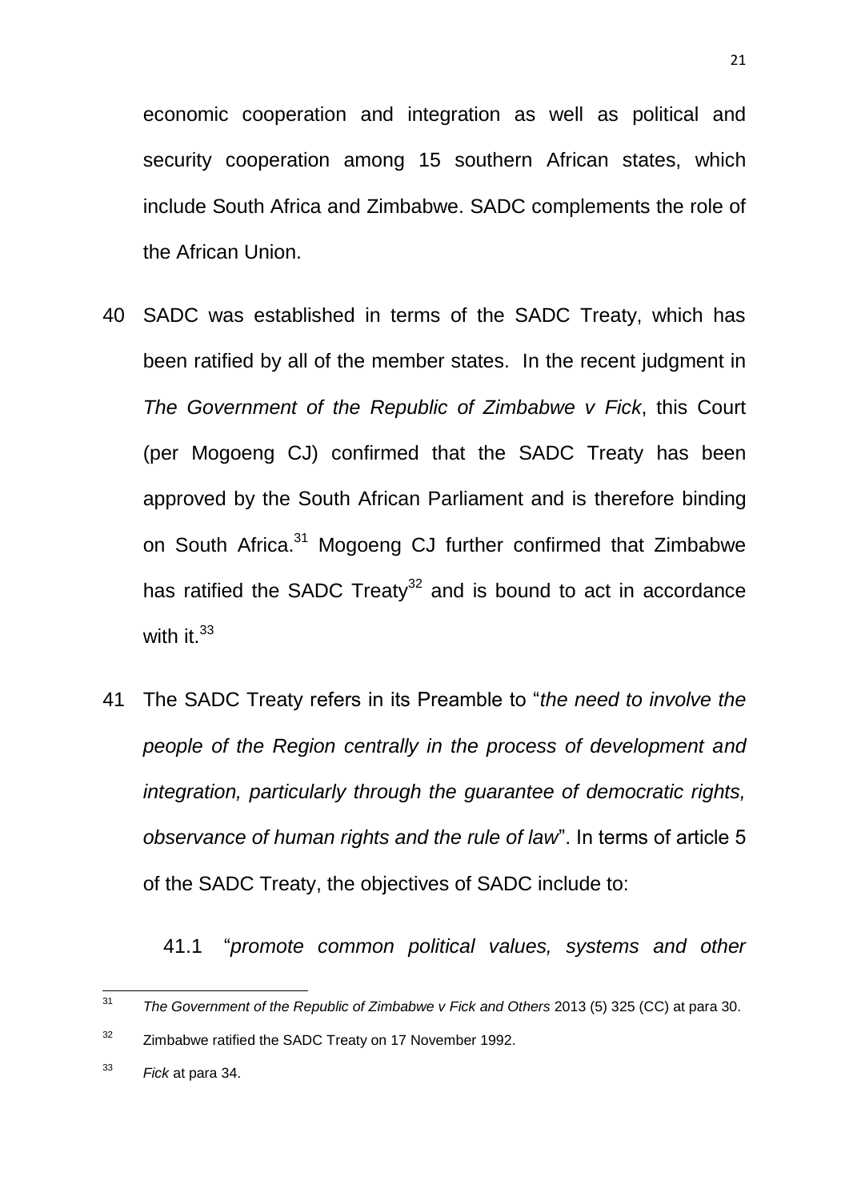economic cooperation and integration as well as political and security cooperation among 15 southern African states, which include South Africa and Zimbabwe. SADC complements the role of the African Union.

40 SADC was established in terms of the SADC Treaty, which has been ratified by all of the member states. In the recent judgment in *The Government of the Republic of Zimbabwe v Fick*, this Court (per Mogoeng CJ) confirmed that the SADC Treaty has been approved by the South African Parliament and is therefore binding on South Africa.[31] Mogoeng CJ further confirmed that Zimbabwe has ratified the SADC Treaty[32] and is bound to act in accordance with it.[33]

41 The SADC Treaty refers in its Preamble to "*the need to involve the people of the Region centrally in the process of development and integration, particularly through the guarantee of democratic rights, observance of human rights and the rule of law*". In terms of article 5 of the SADC Treaty, the objectives of SADC include to:

41.1 "*promote common political values, systems and other*

---

[31] *The Government of the Republic of Zimbabwe v Fick and Others* 2013 (5) 325 (CC) at para 30.

[32] Zimbabwe ratified the SADC Treaty on 17 November 1992.

[33] *Fick* at para 34.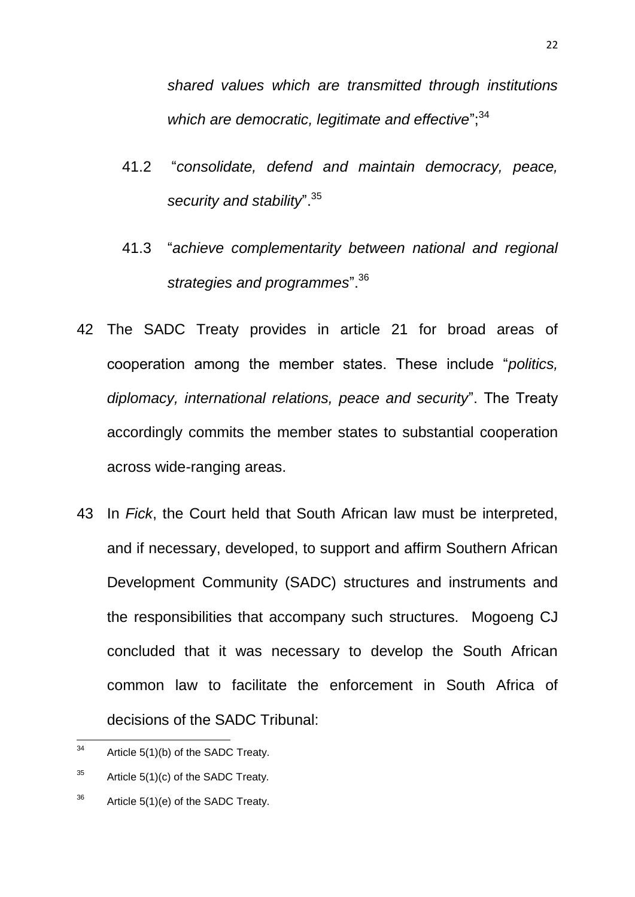*shared values which are transmitted through institutions which are democratic, legitimate and effective*";[34]

41.2 "*consolidate, defend and maintain democracy, peace, security and stability*".[35]

41.3 "*achieve complementarity between national and regional strategies and programmes*".[36]

42 The SADC Treaty provides in article 21 for broad areas of cooperation among the member states. These include "*politics, diplomacy, international relations, peace and security*". The Treaty accordingly commits the member states to substantial cooperation across wide-ranging areas.

43 In *Fick*, the Court held that South African law must be interpreted, and if necessary, developed, to support and affirm Southern African Development Community (SADC) structures and instruments and the responsibilities that accompany such structures. Mogoeng CJ concluded that it was necessary to develop the South African common law to facilitate the enforcement in South Africa of decisions of the SADC Tribunal:

---

[34] Article 5(1)(b) of the SADC Treaty.

[35] Article 5(1)(c) of the SADC Treaty.

[36] Article 5(1)(e) of the SADC Treaty.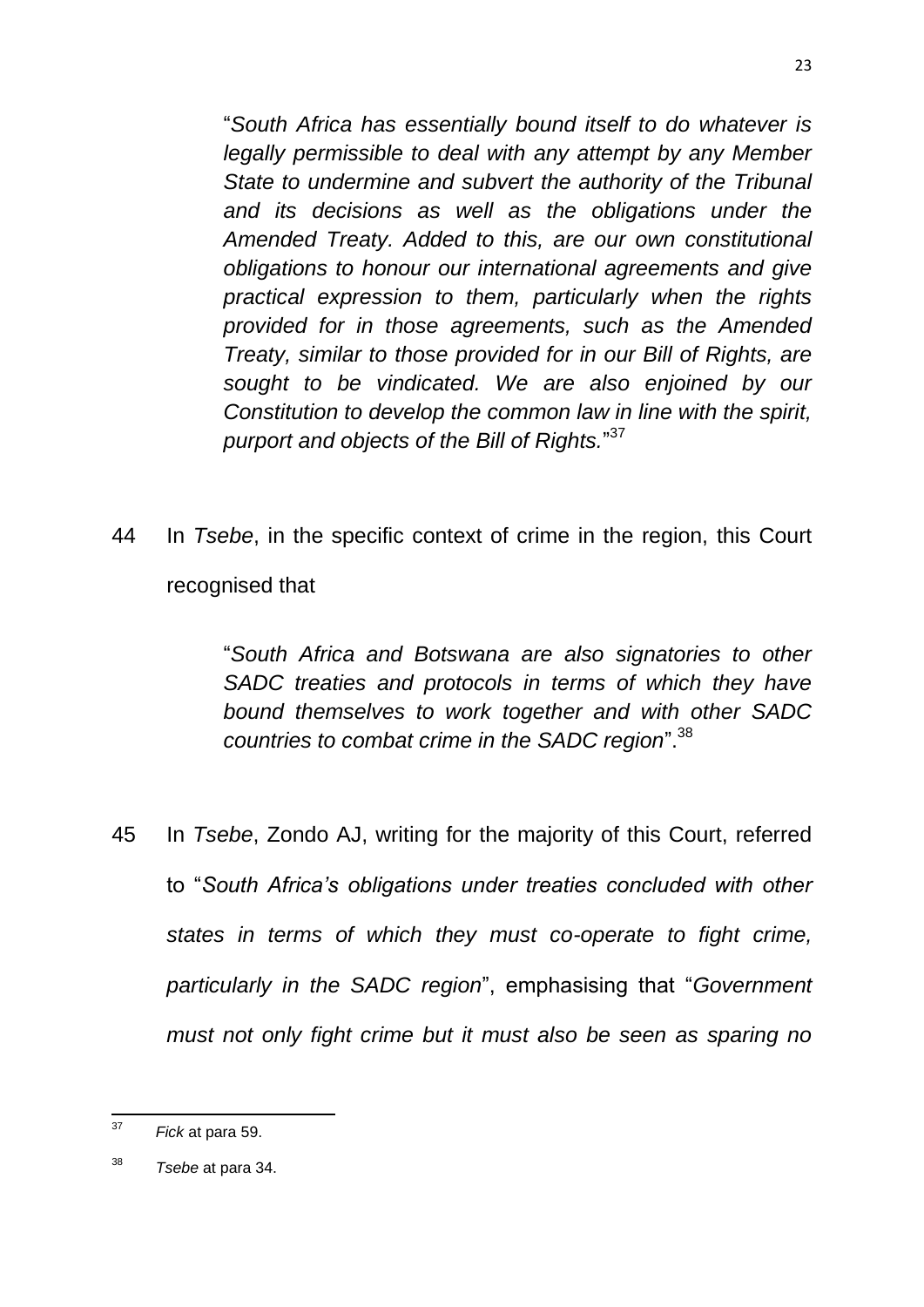> "*South Africa has essentially bound itself to do whatever is legally permissible to deal with any attempt by any Member State to undermine and subvert the authority of the Tribunal and its decisions as well as the obligations under the Amended Treaty. Added to this, are our own constitutional obligations to honour our international agreements and give practical expression to them, particularly when the rights provided for in those agreements, such as the Amended Treaty, similar to those provided for in our Bill of Rights, are sought to be vindicated. We are also enjoined by our Constitution to develop the common law in line with the spirit, purport and objects of the Bill of Rights.*"[37]

44 In *Tsebe*, in the specific context of crime in the region, this Court recognised that

> "*South Africa and Botswana are also signatories to other SADC treaties and protocols in terms of which they have bound themselves to work together and with other SADC countries to combat crime in the SADC region*".[38]

45 In *Tsebe*, Zondo AJ, writing for the majority of this Court, referred to "*South Africa's obligations under treaties concluded with other states in terms of which they must co-operate to fight crime, particularly in the SADC region*", emphasising that "*Government must not only fight crime but it must also be seen as sparing no*

---

[37] *Fick* at para 59.

[38] *Tsebe* at para 34.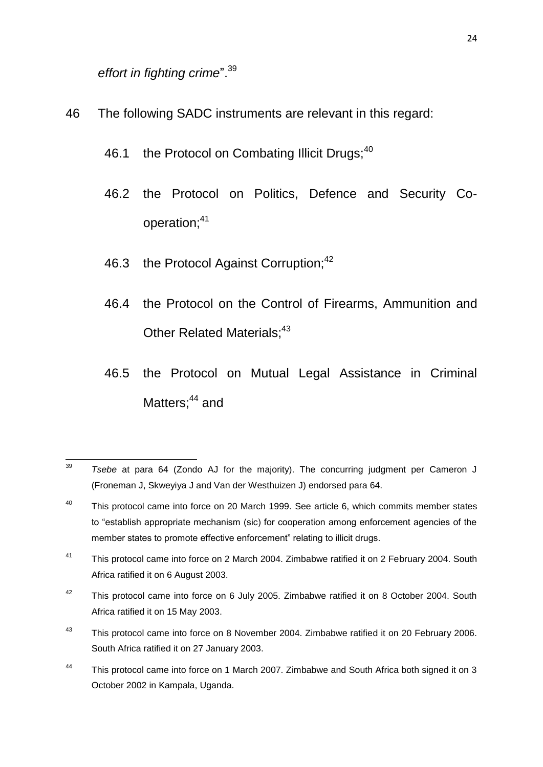*effort in fighting crime*".[39]

46 The following SADC instruments are relevant in this regard:

46.1 the Protocol on Combating Illicit Drugs;[40]

46.2 the Protocol on Politics, Defence and Security Co-operation;[41]

46.3 the Protocol Against Corruption;[42]

46.4 the Protocol on the Control of Firearms, Ammunition and Other Related Materials;[43]

46.5 the Protocol on Mutual Legal Assistance in Criminal Matters;[44] and

---

[39] *Tsebe* at para 64 (Zondo AJ for the majority). The concurring judgment per Cameron J (Froneman J, Skweyiya J and Van der Westhuizen J) endorsed para 64.

[40] This protocol came into force on 20 March 1999. See article 6, which commits member states to "establish appropriate mechanism (sic) for cooperation among enforcement agencies of the member states to promote effective enforcement" relating to illicit drugs.

[41] This protocol came into force on 2 March 2004. Zimbabwe ratified it on 2 February 2004. South Africa ratified it on 6 August 2003.

[42] This protocol came into force on 6 July 2005. Zimbabwe ratified it on 8 October 2004. South Africa ratified it on 15 May 2003.

[43] This protocol came into force on 8 November 2004. Zimbabwe ratified it on 20 February 2006. South Africa ratified it on 27 January 2003.

[44] This protocol came into force on 1 March 2007. Zimbabwe and South Africa both signed it on 3 October 2002 in Kampala, Uganda.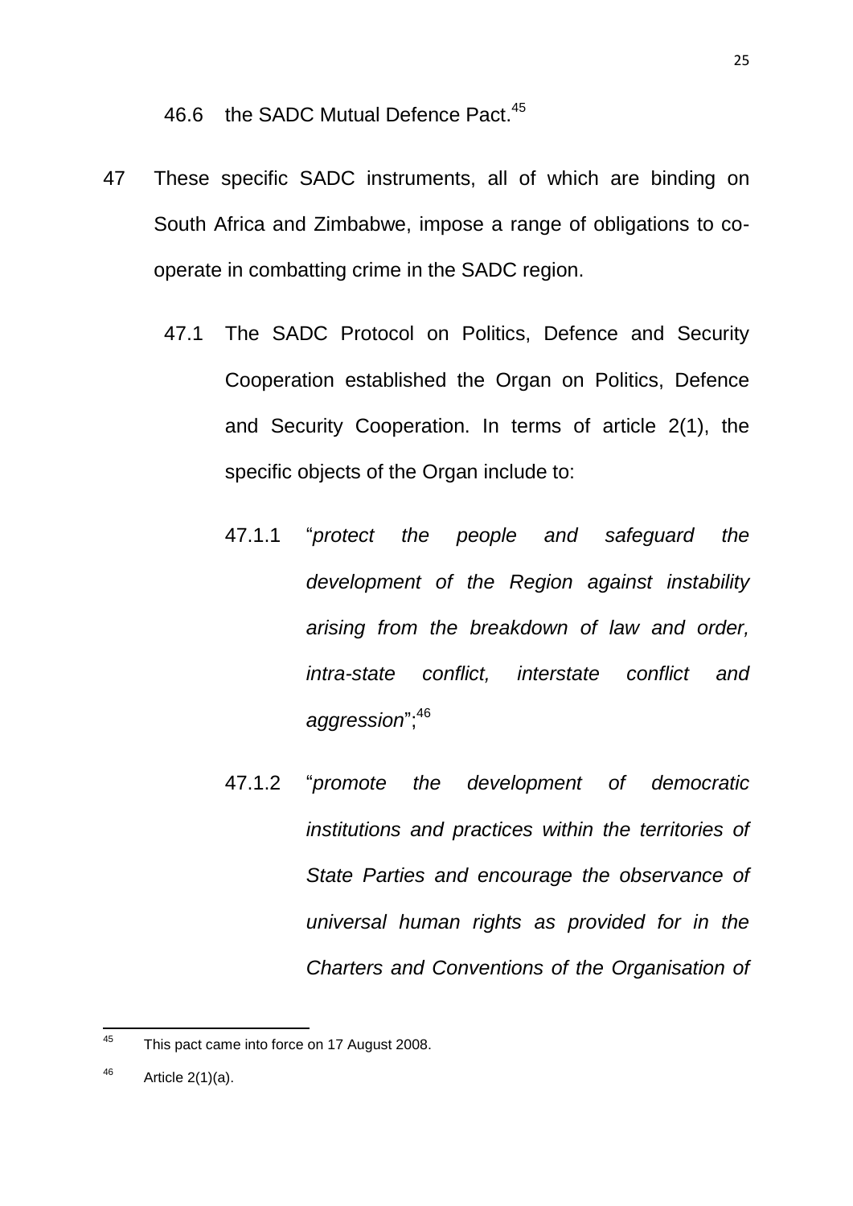46.6 the SADC Mutual Defence Pact.[45]

47 These specific SADC instruments, all of which are binding on South Africa and Zimbabwe, impose a range of obligations to co-operate in combatting crime in the SADC region.

47.1 The SADC Protocol on Politics, Defence and Security Cooperation established the Organ on Politics, Defence and Security Cooperation. In terms of article 2(1), the specific objects of the Organ include to:

47.1.1 "*protect the people and safeguard the development of the Region against instability arising from the breakdown of law and order, intra-state conflict, interstate conflict and aggression*";[46]

47.1.2 "*promote the development of democratic institutions and practices within the territories of State Parties and encourage the observance of universal human rights as provided for in the Charters and Conventions of the Organisation of*

---

[45] This pact came into force on 17 August 2008.

[46] Article 2(1)(a).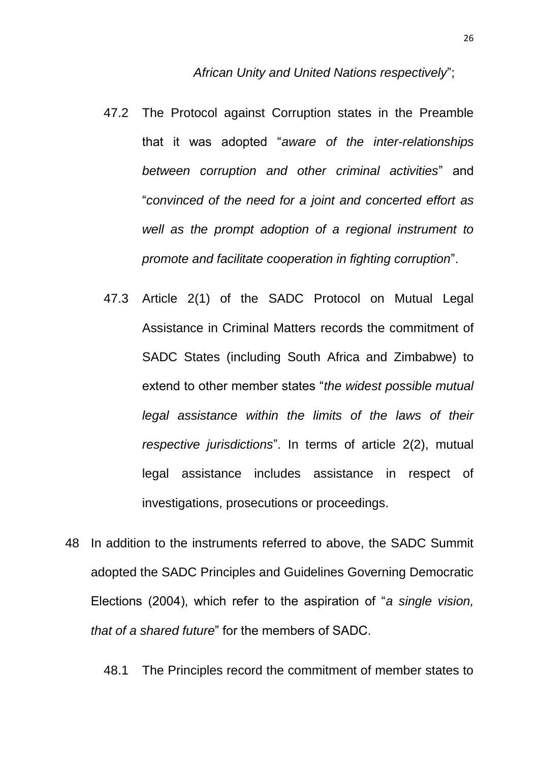*African Unity and United Nations respectively*";

47.2 The Protocol against Corruption states in the Preamble that it was adopted "*aware of the inter-relationships between corruption and other criminal activities*" and "*convinced of the need for a joint and concerted effort as well as the prompt adoption of a regional instrument to promote and facilitate cooperation in fighting corruption*".

47.3 Article 2(1) of the SADC Protocol on Mutual Legal Assistance in Criminal Matters records the commitment of SADC States (including South Africa and Zimbabwe) to extend to other member states "*the widest possible mutual legal assistance within the limits of the laws of their respective jurisdictions*". In terms of article 2(2), mutual legal assistance includes assistance in respect of investigations, prosecutions or proceedings.

48 In addition to the instruments referred to above, the SADC Summit adopted the SADC Principles and Guidelines Governing Democratic Elections (2004), which refer to the aspiration of "*a single vision, that of a shared future*" for the members of SADC.

48.1 The Principles record the commitment of member states to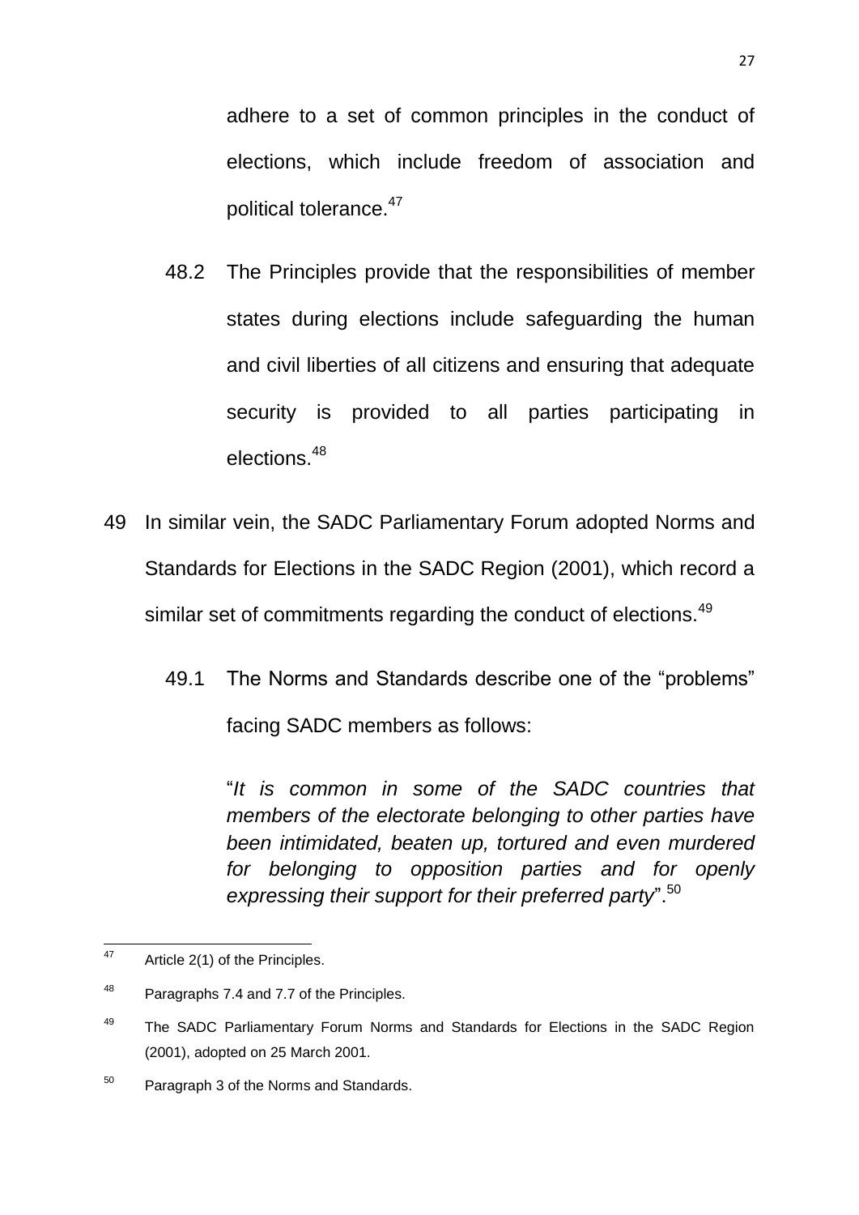adhere to a set of common principles in the conduct of elections, which include freedom of association and political tolerance.[47]

48.2 The Principles provide that the responsibilities of member states during elections include safeguarding the human and civil liberties of all citizens and ensuring that adequate security is provided to all parties participating in elections.[48]

49 In similar vein, the SADC Parliamentary Forum adopted Norms and Standards for Elections in the SADC Region (2001), which record a similar set of commitments regarding the conduct of elections.[49]

49.1 The Norms and Standards describe one of the "problems" facing SADC members as follows:

> "*It is common in some of the SADC countries that members of the electorate belonging to other parties have been intimidated, beaten up, tortured and even murdered for belonging to opposition parties and for openly expressing their support for their preferred party*".[50]

---

[47] Article 2(1) of the Principles.

[48] Paragraphs 7.4 and 7.7 of the Principles.

[49] The SADC Parliamentary Forum Norms and Standards for Elections in the SADC Region (2001), adopted on 25 March 2001.

[50] Paragraph 3 of the Norms and Standards.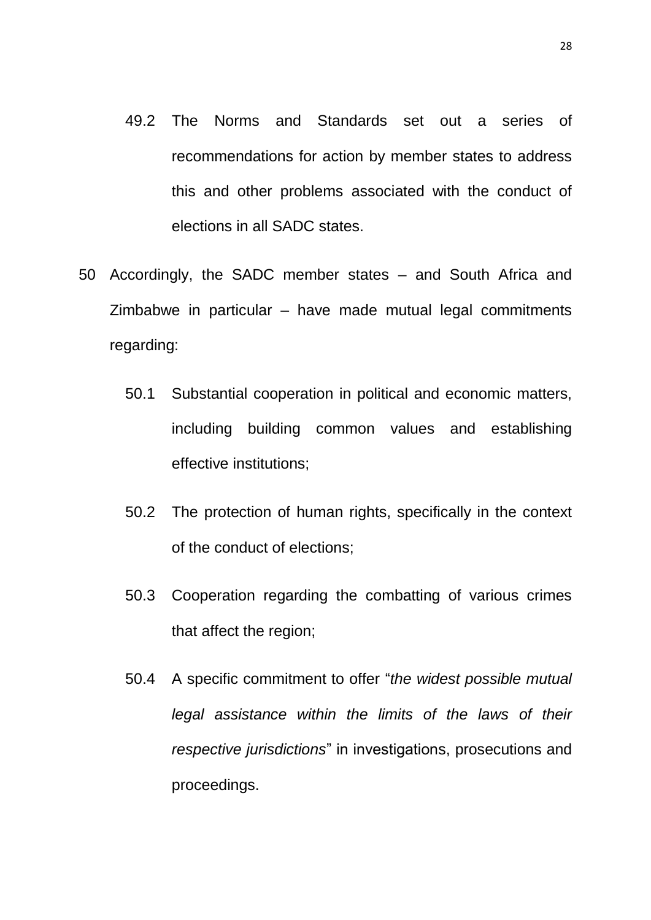49.2 The Norms and Standards set out a series of recommendations for action by member states to address this and other problems associated with the conduct of elections in all SADC states.

50 Accordingly, the SADC member states – and South Africa and Zimbabwe in particular – have made mutual legal commitments regarding:

50.1 Substantial cooperation in political and economic matters, including building common values and establishing effective institutions;

50.2 The protection of human rights, specifically in the context of the conduct of elections;

50.3 Cooperation regarding the combatting of various crimes that affect the region;

50.4 A specific commitment to offer "*the widest possible mutual legal assistance within the limits of the laws of their respective jurisdictions*" in investigations, prosecutions and proceedings.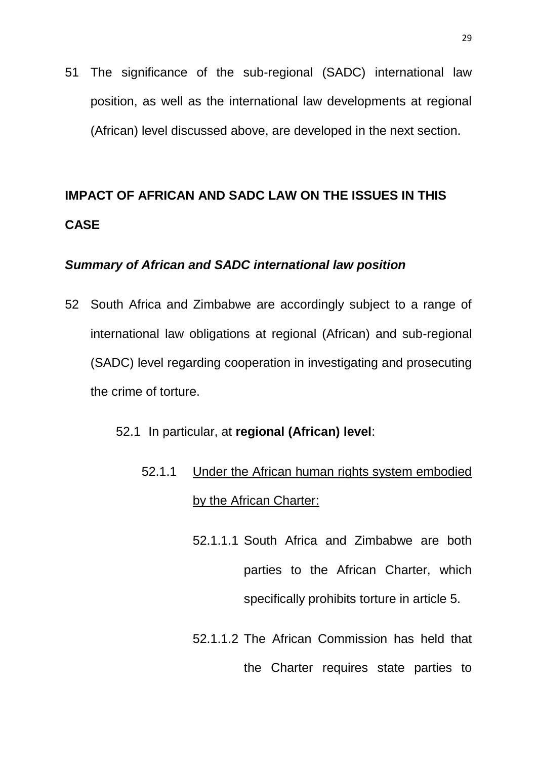51 The significance of the sub-regional (SADC) international law position, as well as the international law developments at regional (African) level discussed above, are developed in the next section.

## IMPACT OF AFRICAN AND SADC LAW ON THE ISSUES IN THIS CASE

### *Summary of African and SADC international law position*

52 South Africa and Zimbabwe are accordingly subject to a range of international law obligations at regional (African) and sub-regional (SADC) level regarding cooperation in investigating and prosecuting the crime of torture.

52.1 In particular, at **regional (African) level**:

52.1.1 <u>Under the African human rights system embodied by the African Charter:</u>

52.1.1.1 South Africa and Zimbabwe are both parties to the African Charter, which specifically prohibits torture in article 5.

52.1.1.2 The African Commission has held that the Charter requires state parties to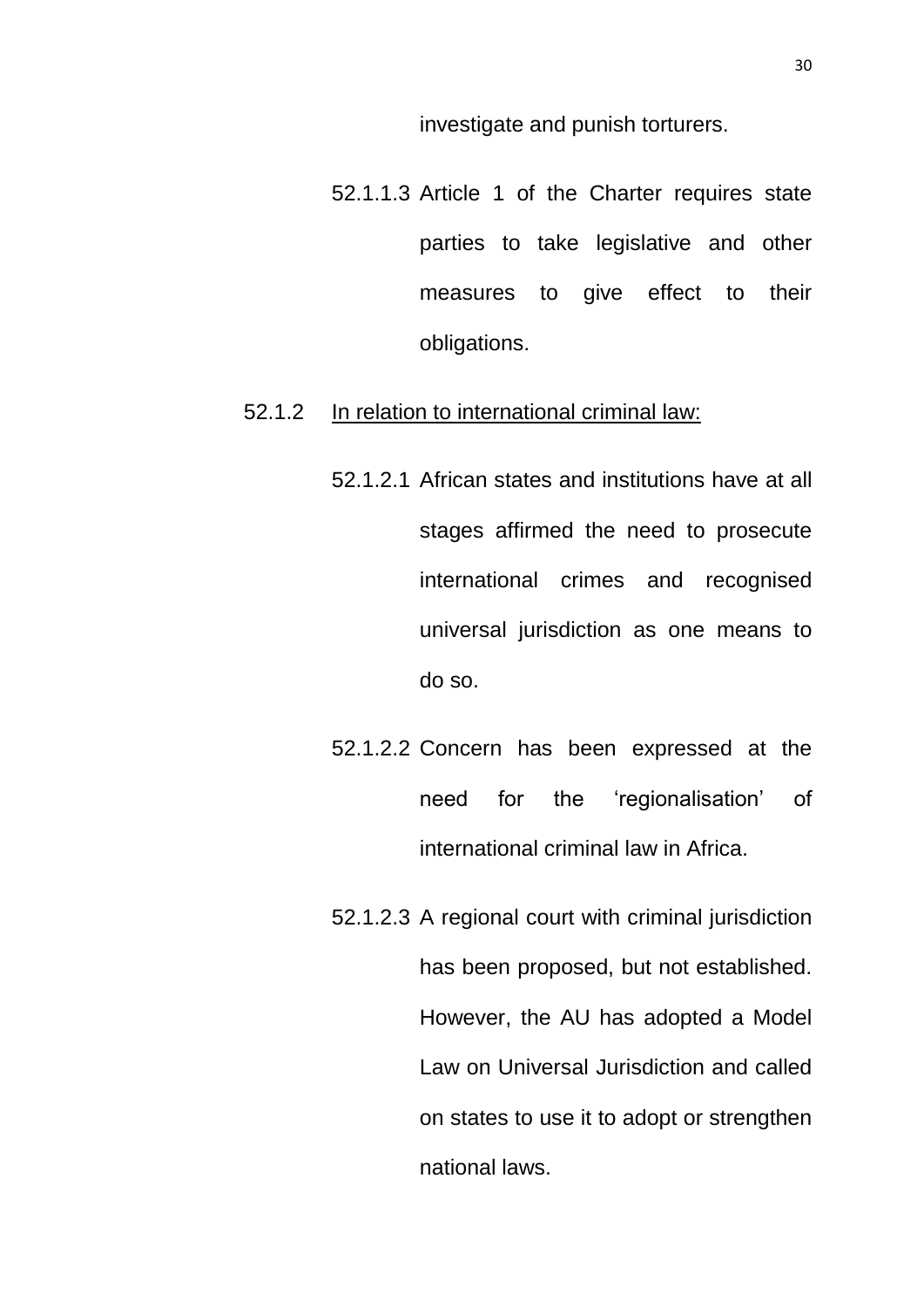investigate and punish torturers.

52.1.1.3 Article 1 of the Charter requires state parties to take legislative and other measures to give effect to their obligations.

52.1.2 <u>In relation to international criminal law:</u>

52.1.2.1 African states and institutions have at all stages affirmed the need to prosecute international crimes and recognised universal jurisdiction as one means to do so.

52.1.2.2 Concern has been expressed at the need for the 'regionalisation' of international criminal law in Africa.

52.1.2.3 A regional court with criminal jurisdiction has been proposed, but not established. However, the AU has adopted a Model Law on Universal Jurisdiction and called on states to use it to adopt or strengthen national laws.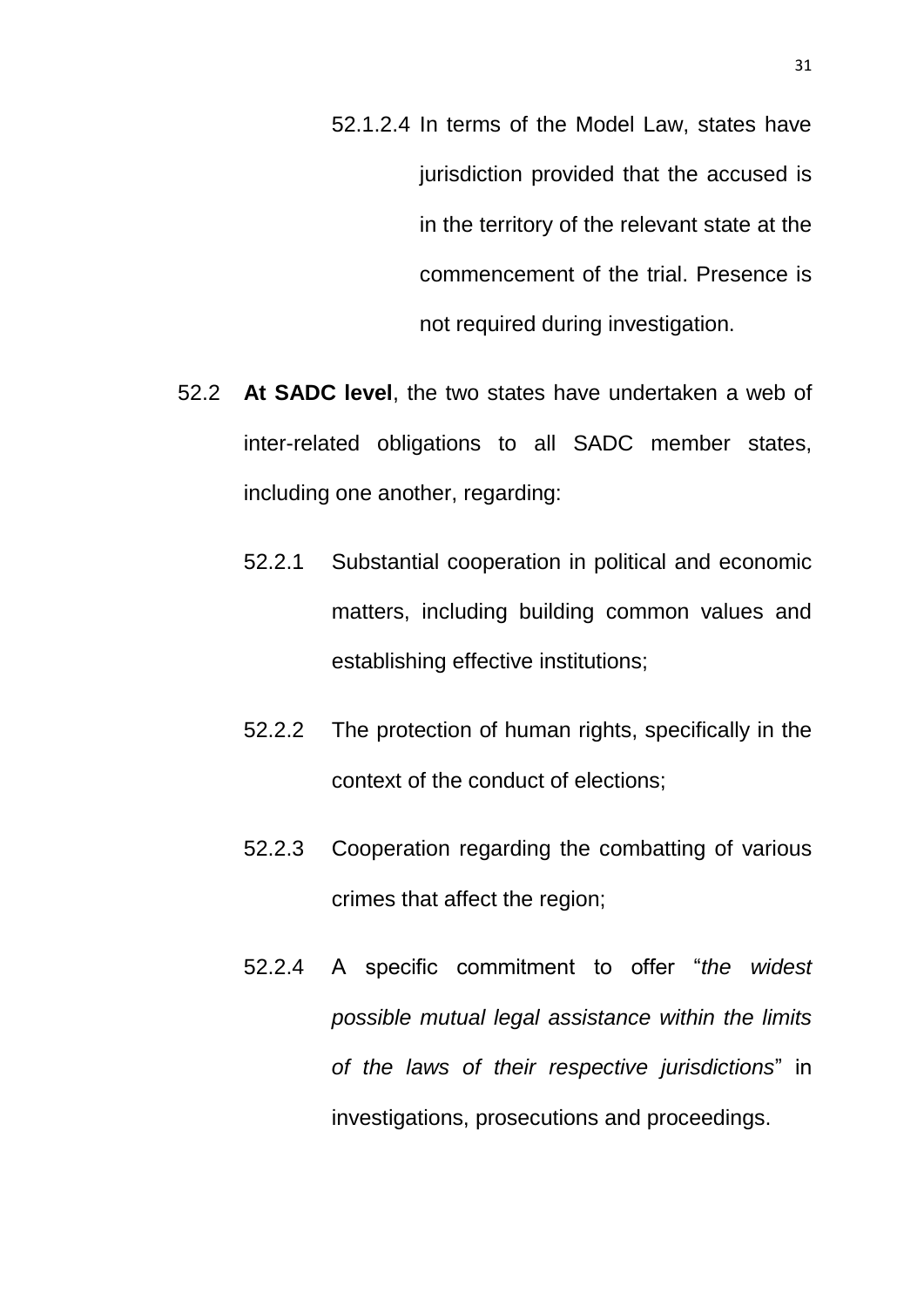52.1.2.4 In terms of the Model Law, states have jurisdiction provided that the accused is in the territory of the relevant state at the commencement of the trial. Presence is not required during investigation.

52.2 **At SADC level**, the two states have undertaken a web of inter-related obligations to all SADC member states, including one another, regarding:

52.2.1 Substantial cooperation in political and economic matters, including building common values and establishing effective institutions;

52.2.2 The protection of human rights, specifically in the context of the conduct of elections;

52.2.3 Cooperation regarding the combatting of various crimes that affect the region;

52.2.4 A specific commitment to offer "*the widest possible mutual legal assistance within the limits of the laws of their respective jurisdictions*" in investigations, prosecutions and proceedings.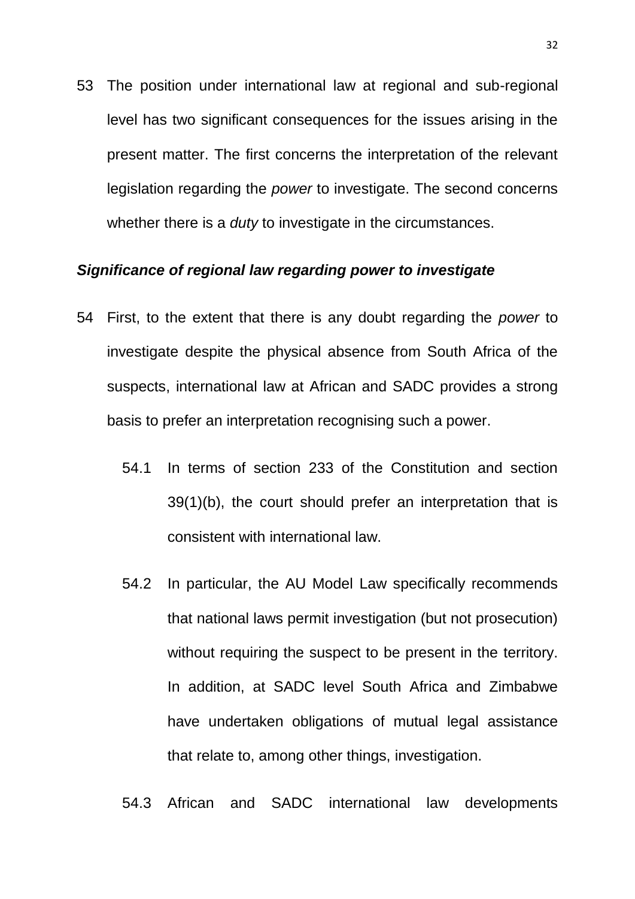53 The position under international law at regional and sub-regional level has two significant consequences for the issues arising in the present matter. The first concerns the interpretation of the relevant legislation regarding the *power* to investigate. The second concerns whether there is a *duty* to investigate in the circumstances.

***Significance of regional law regarding power to investigate***

54 First, to the extent that there is any doubt regarding the *power* to investigate despite the physical absence from South Africa of the suspects, international law at African and SADC provides a strong basis to prefer an interpretation recognising such a power.

54.1 In terms of section 233 of the Constitution and section 39(1)(b), the court should prefer an interpretation that is consistent with international law.

54.2 In particular, the AU Model Law specifically recommends that national laws permit investigation (but not prosecution) without requiring the suspect to be present in the territory. In addition, at SADC level South Africa and Zimbabwe have undertaken obligations of mutual legal assistance that relate to, among other things, investigation.

54.3 African and SADC international law developments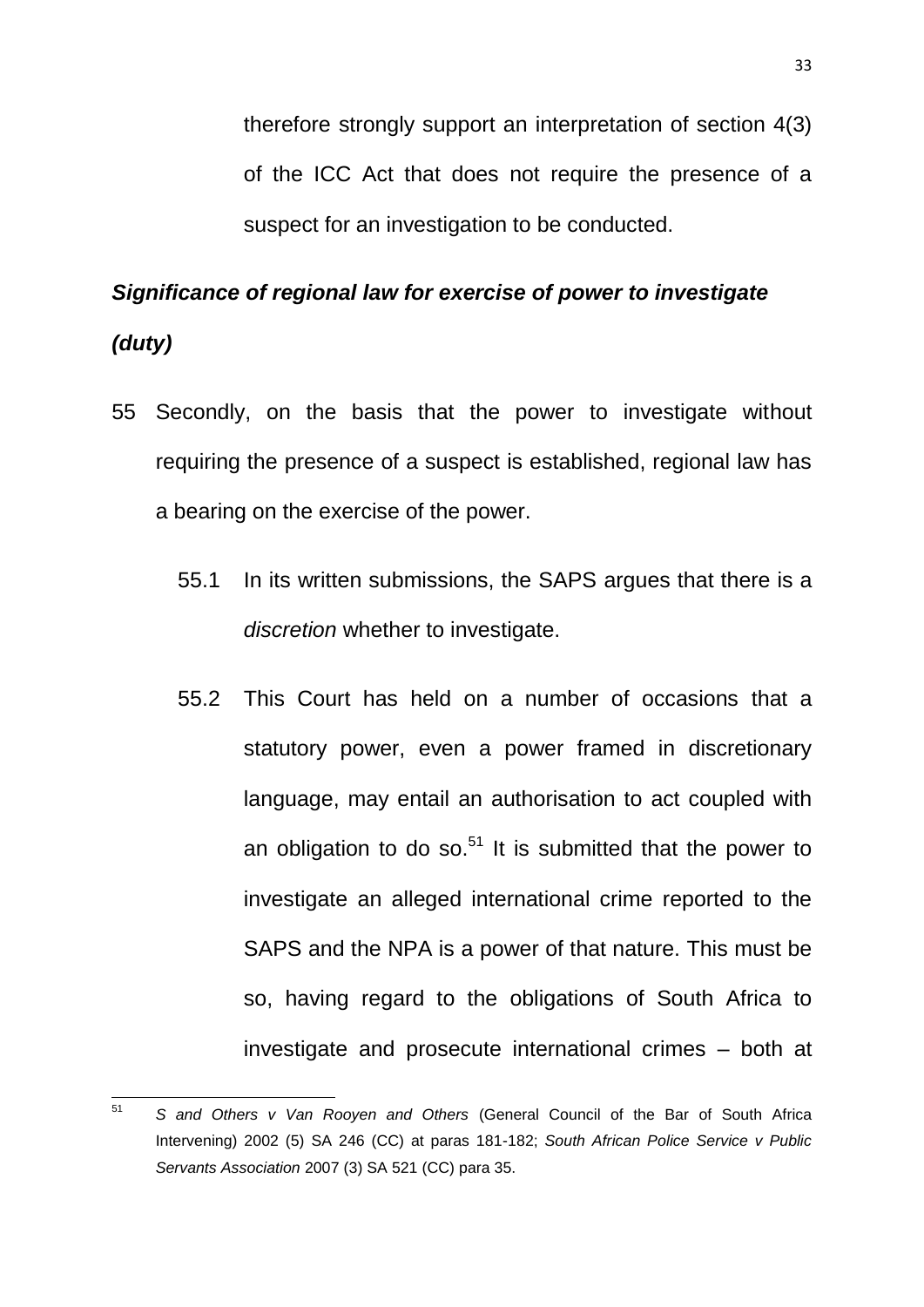therefore strongly support an interpretation of section 4(3) of the ICC Act that does not require the presence of a suspect for an investigation to be conducted.

***Significance of regional law for exercise of power to investigate (duty)***

55 Secondly, on the basis that the power to investigate without requiring the presence of a suspect is established, regional law has a bearing on the exercise of the power.

55.1 In its written submissions, the SAPS argues that there is a *discretion* whether to investigate.

55.2 This Court has held on a number of occasions that a statutory power, even a power framed in discretionary language, may entail an authorisation to act coupled with an obligation to do so.[51] It is submitted that the power to investigate an alleged international crime reported to the SAPS and the NPA is a power of that nature. This must be so, having regard to the obligations of South Africa to investigate and prosecute international crimes – both at

---

[51] *S and Others v Van Rooyen and Others* (General Council of the Bar of South Africa Intervening) 2002 (5) SA 246 (CC) at paras 181-182; *South African Police Service v Public Servants Association* 2007 (3) SA 521 (CC) para 35.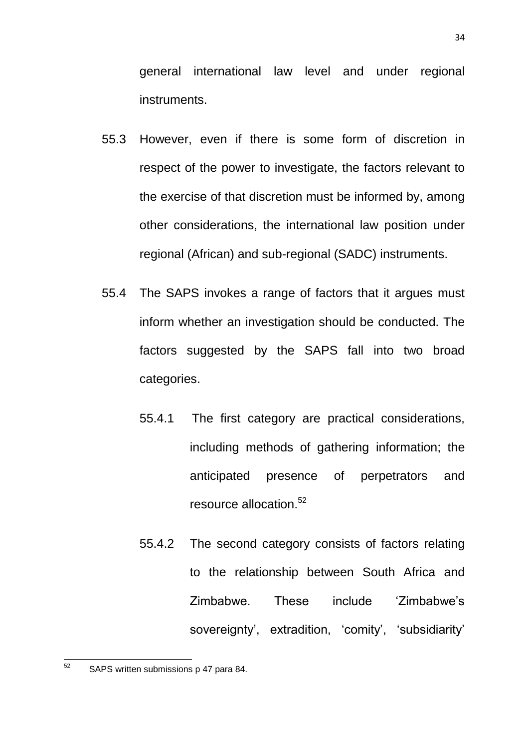general international law level and under regional instruments.

55.3 However, even if there is some form of discretion in respect of the power to investigate, the factors relevant to the exercise of that discretion must be informed by, among other considerations, the international law position under regional (African) and sub-regional (SADC) instruments.

55.4 The SAPS invokes a range of factors that it argues must inform whether an investigation should be conducted. The factors suggested by the SAPS fall into two broad categories.

55.4.1 The first category are practical considerations, including methods of gathering information; the anticipated presence of perpetrators and resource allocation.[52]

55.4.2 The second category consists of factors relating to the relationship between South Africa and Zimbabwe. These include 'Zimbabwe's sovereignty', extradition, 'comity', 'subsidiarity'

[52] SAPS written submissions p 47 para 84.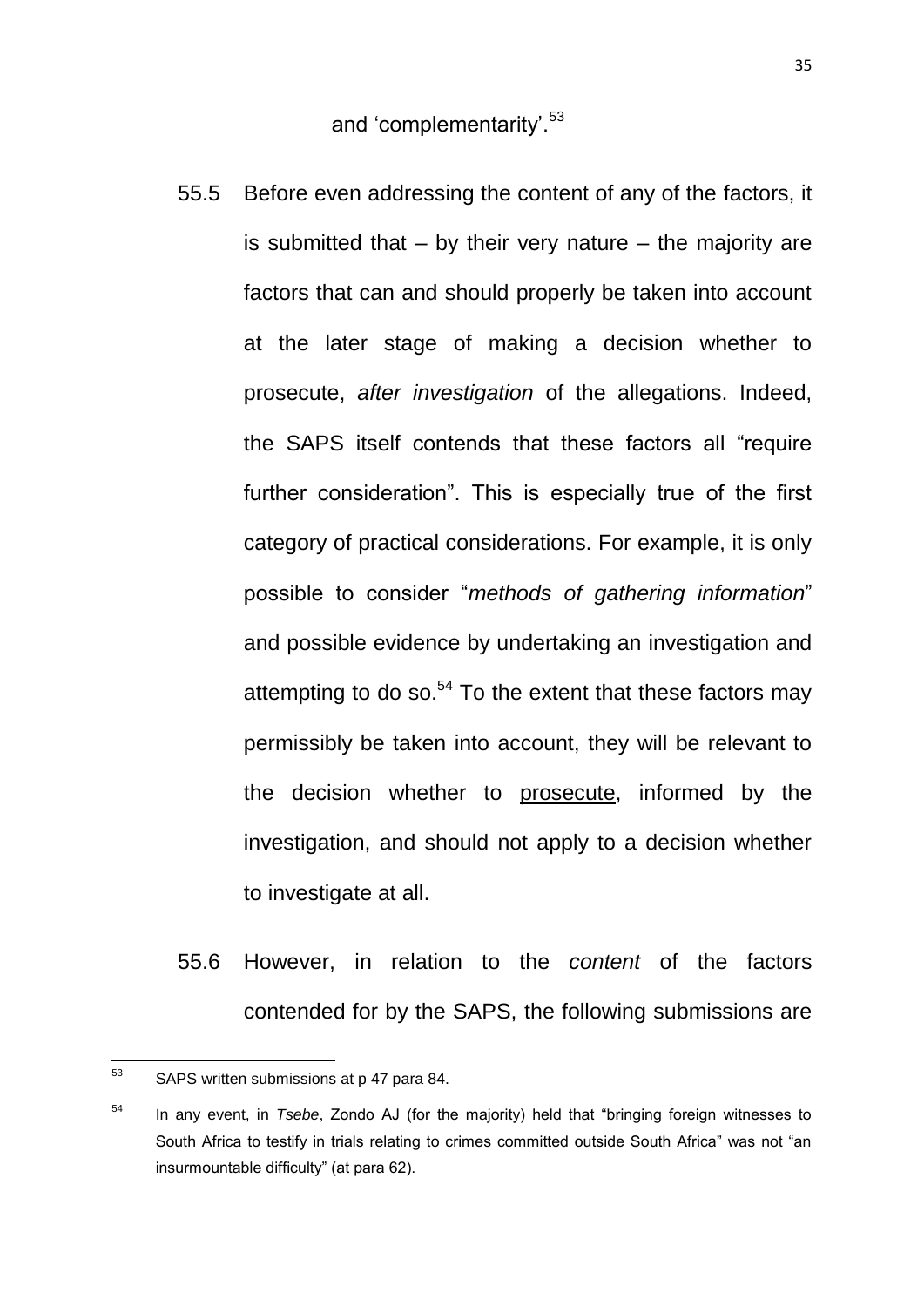and 'complementarity'.[53]

55.5 Before even addressing the content of any of the factors, it is submitted that – by their very nature – the majority are factors that can and should properly be taken into account at the later stage of making a decision whether to prosecute, *after investigation* of the allegations. Indeed, the SAPS itself contends that these factors all "require further consideration". This is especially true of the first category of practical considerations. For example, it is only possible to consider "*methods of gathering information*" and possible evidence by undertaking an investigation and attempting to do so.[54] To the extent that these factors may permissibly be taken into account, they will be relevant to the decision whether to <u>prosecute</u>, informed by the investigation, and should not apply to a decision whether to investigate at all.

55.6 However, in relation to the *content* of the factors contended for by the SAPS, the following submissions are

---

[53] SAPS written submissions at p 47 para 84.

[54] In any event, in *Tsebe*, Zondo AJ (for the majority) held that "bringing foreign witnesses to South Africa to testify in trials relating to crimes committed outside South Africa" was not "an insurmountable difficulty" (at para 62).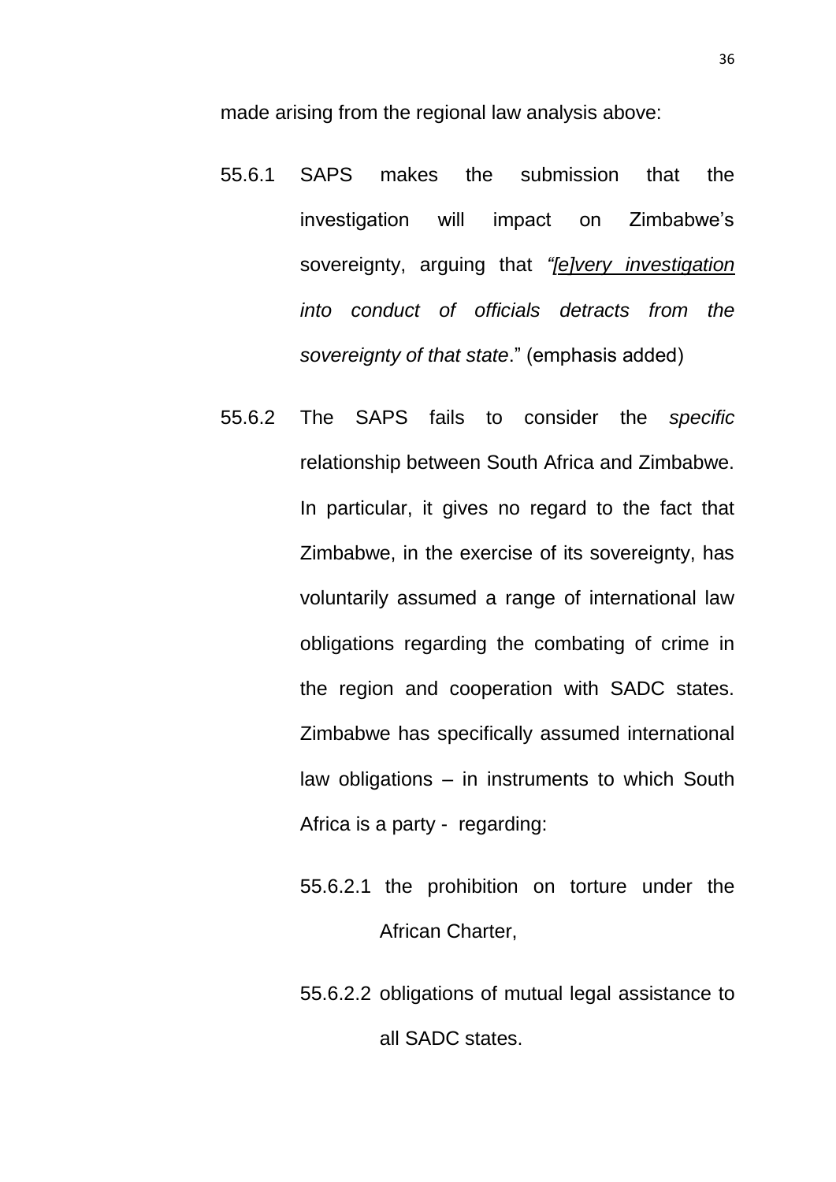made arising from the regional law analysis above:

55.6.1 SAPS makes the submission that the investigation will impact on Zimbabwe's sovereignty, arguing that *"[e]very investigation into conduct of officials detracts from the sovereignty of that state*." (emphasis added)

55.6.2 The SAPS fails to consider the *specific* relationship between South Africa and Zimbabwe. In particular, it gives no regard to the fact that Zimbabwe, in the exercise of its sovereignty, has voluntarily assumed a range of international law obligations regarding the combating of crime in the region and cooperation with SADC states. Zimbabwe has specifically assumed international law obligations – in instruments to which South Africa is a party - regarding:

55.6.2.1 the prohibition on torture under the African Charter,

55.6.2.2 obligations of mutual legal assistance to all SADC states.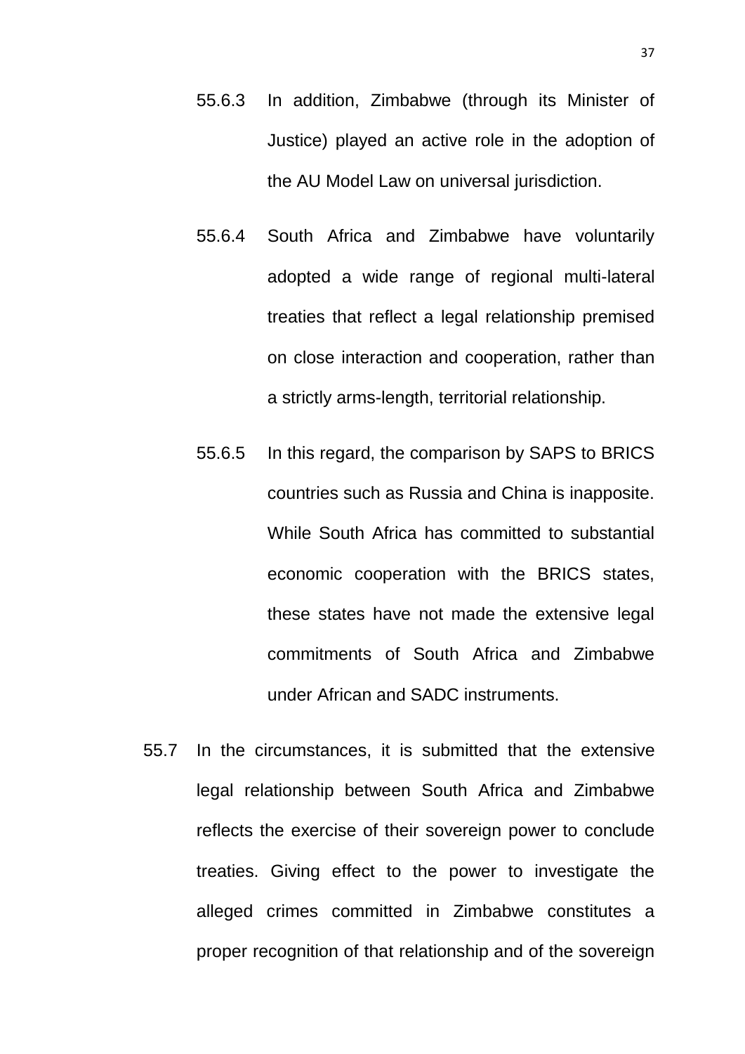55.6.3 In addition, Zimbabwe (through its Minister of Justice) played an active role in the adoption of the AU Model Law on universal jurisdiction.

55.6.4 South Africa and Zimbabwe have voluntarily adopted a wide range of regional multi-lateral treaties that reflect a legal relationship premised on close interaction and cooperation, rather than a strictly arms-length, territorial relationship.

55.6.5 In this regard, the comparison by SAPS to BRICS countries such as Russia and China is inapposite. While South Africa has committed to substantial economic cooperation with the BRICS states, these states have not made the extensive legal commitments of South Africa and Zimbabwe under African and SADC instruments.

55.7 In the circumstances, it is submitted that the extensive legal relationship between South Africa and Zimbabwe reflects the exercise of their sovereign power to conclude treaties. Giving effect to the power to investigate the alleged crimes committed in Zimbabwe constitutes a proper recognition of that relationship and of the sovereign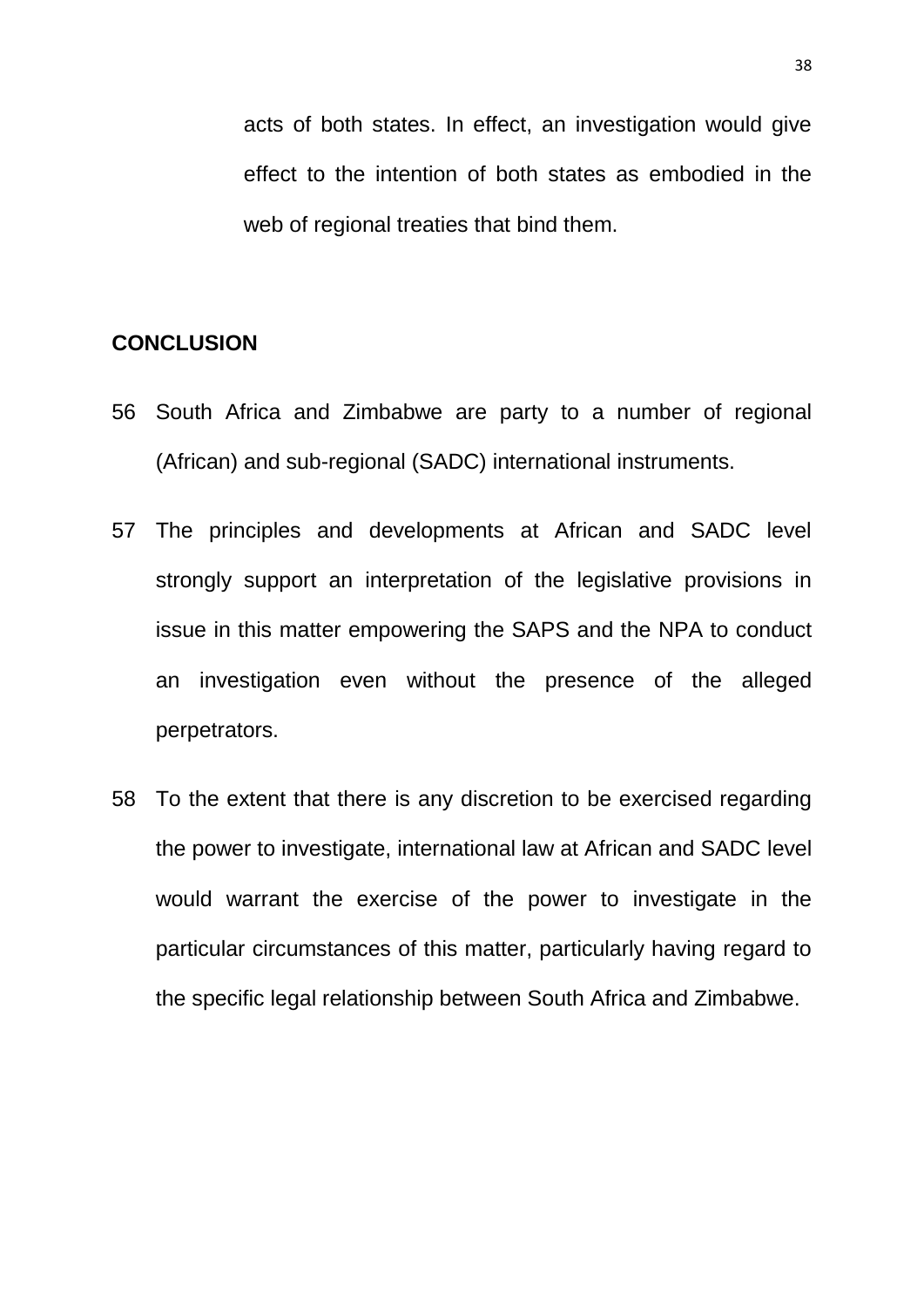acts of both states. In effect, an investigation would give effect to the intention of both states as embodied in the web of regional treaties that bind them.

**CONCLUSION**

56 South Africa and Zimbabwe are party to a number of regional (African) and sub-regional (SADC) international instruments.

57 The principles and developments at African and SADC level strongly support an interpretation of the legislative provisions in issue in this matter empowering the SAPS and the NPA to conduct an investigation even without the presence of the alleged perpetrators.

58 To the extent that there is any discretion to be exercised regarding the power to investigate, international law at African and SADC level would warrant the exercise of the power to investigate in the particular circumstances of this matter, particularly having regard to the specific legal relationship between South Africa and Zimbabwe.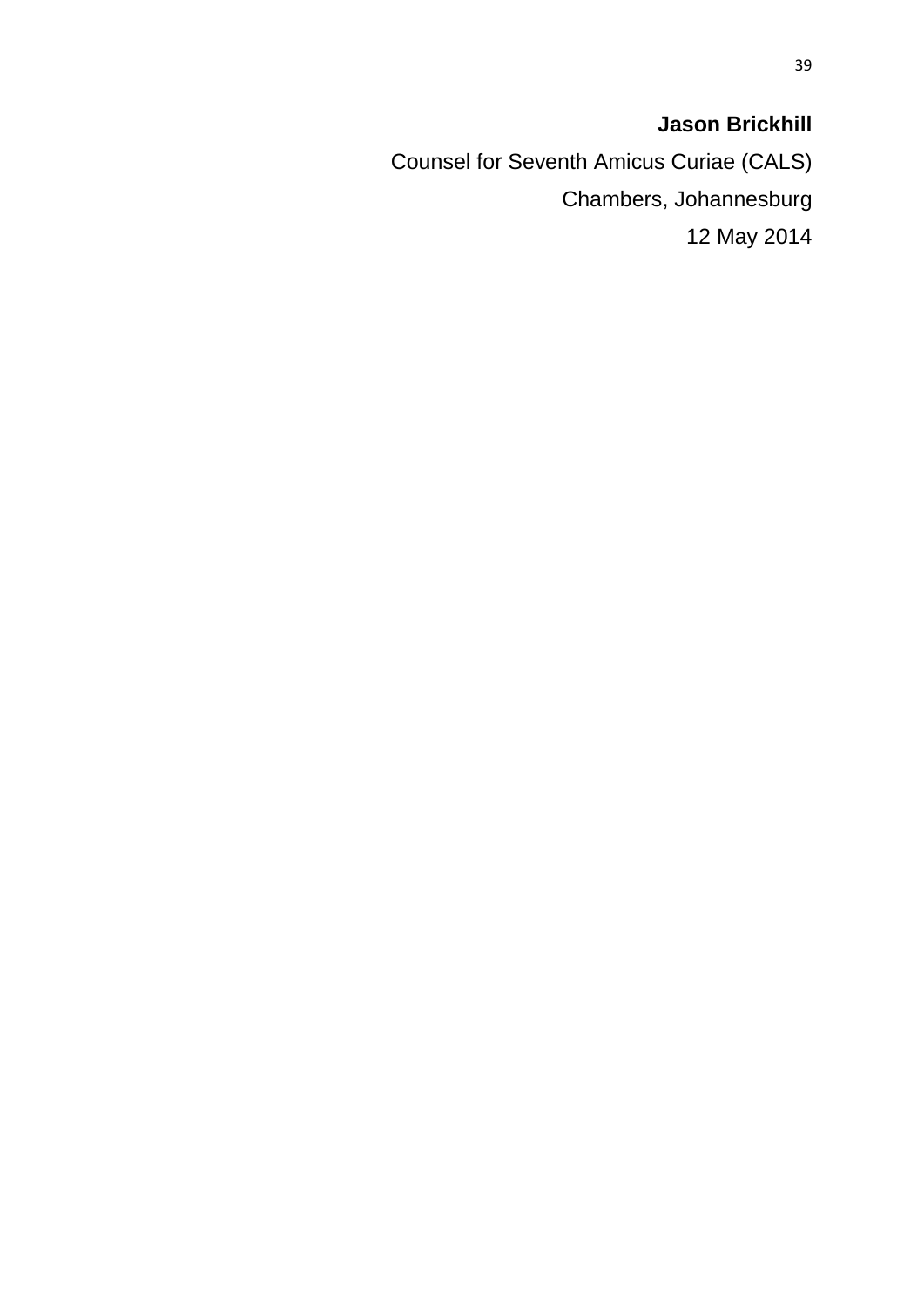**Jason Brickhill**

Counsel for Seventh Amicus Curiae (CALS)

Chambers, Johannesburg

12 May 2014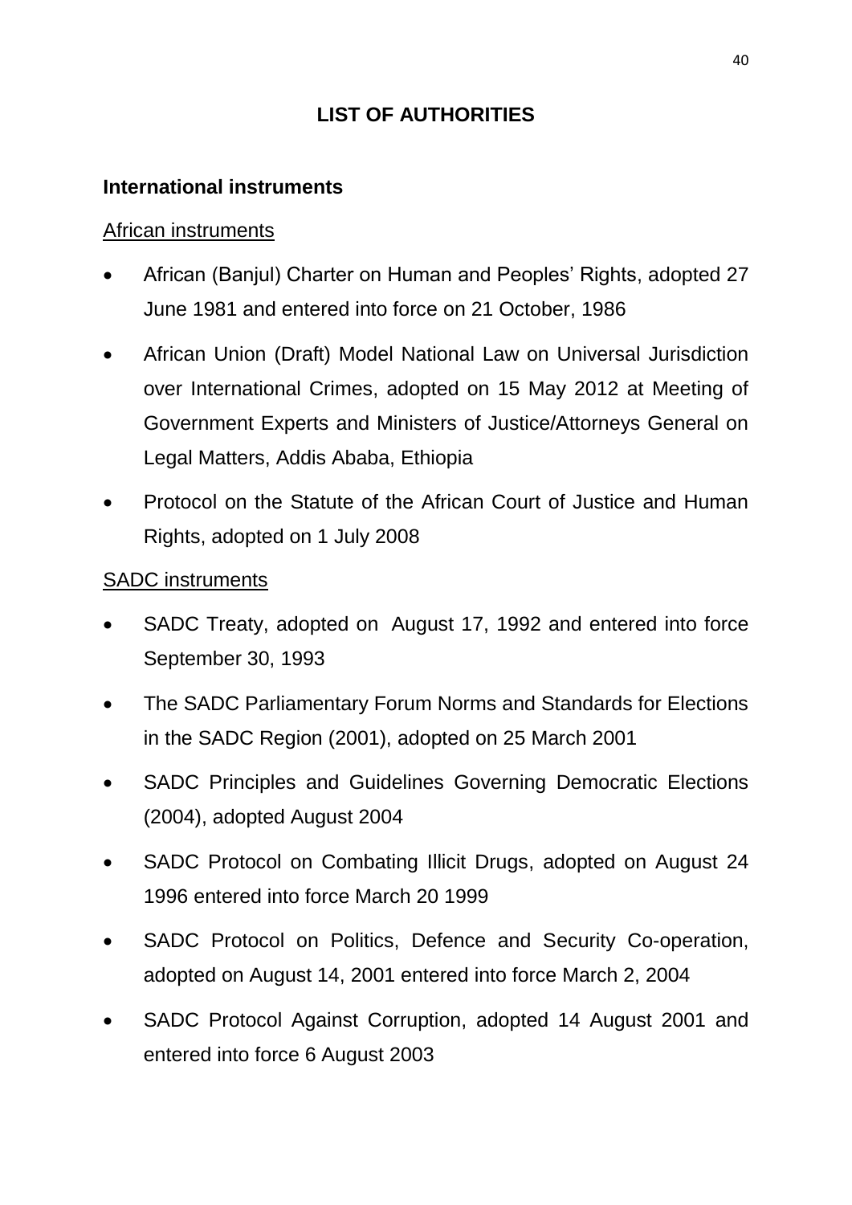# LIST OF AUTHORITIES

## International instruments

African instruments

- African (Banjul) Charter on Human and Peoples' Rights, adopted 27 June 1981 and entered into force on 21 October, 1986
- African Union (Draft) Model National Law on Universal Jurisdiction over International Crimes, adopted on 15 May 2012 at Meeting of Government Experts and Ministers of Justice/Attorneys General on Legal Matters, Addis Ababa, Ethiopia
- Protocol on the Statute of the African Court of Justice and Human Rights, adopted on 1 July 2008

SADC instruments

- SADC Treaty, adopted on August 17, 1992 and entered into force September 30, 1993
- The SADC Parliamentary Forum Norms and Standards for Elections in the SADC Region (2001), adopted on 25 March 2001
- SADC Principles and Guidelines Governing Democratic Elections (2004), adopted August 2004
- SADC Protocol on Combating Illicit Drugs, adopted on August 24 1996 entered into force March 20 1999
- SADC Protocol on Politics, Defence and Security Co-operation, adopted on August 14, 2001 entered into force March 2, 2004
- SADC Protocol Against Corruption, adopted 14 August 2001 and entered into force 6 August 2003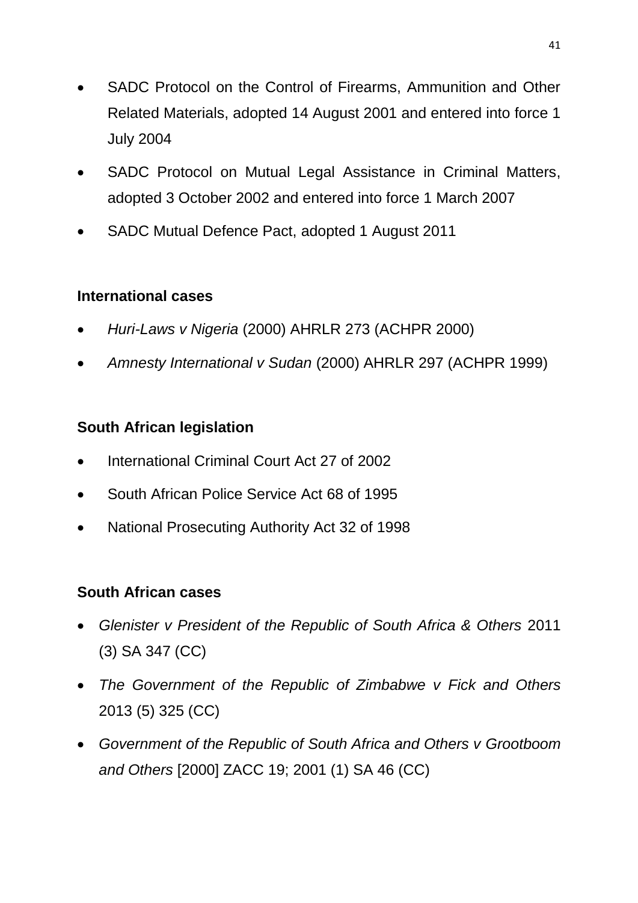- SADC Protocol on the Control of Firearms, Ammunition and Other Related Materials, adopted 14 August 2001 and entered into force 1 July 2004
- SADC Protocol on Mutual Legal Assistance in Criminal Matters, adopted 3 October 2002 and entered into force 1 March 2007
- SADC Mutual Defence Pact, adopted 1 August 2011

**International cases**

- *Huri-Laws v Nigeria* (2000) AHRLR 273 (ACHPR 2000)
- *Amnesty International v Sudan* (2000) AHRLR 297 (ACHPR 1999)

**South African legislation**

- International Criminal Court Act 27 of 2002
- South African Police Service Act 68 of 1995
- National Prosecuting Authority Act 32 of 1998

**South African cases**

- *Glenister v President of the Republic of South Africa & Others* 2011 (3) SA 347 (CC)
- *The Government of the Republic of Zimbabwe v Fick and Others* 2013 (5) 325 (CC)
- *Government of the Republic of South Africa and Others v Grootboom and Others* [2000] ZACC 19; 2001 (1) SA 46 (CC)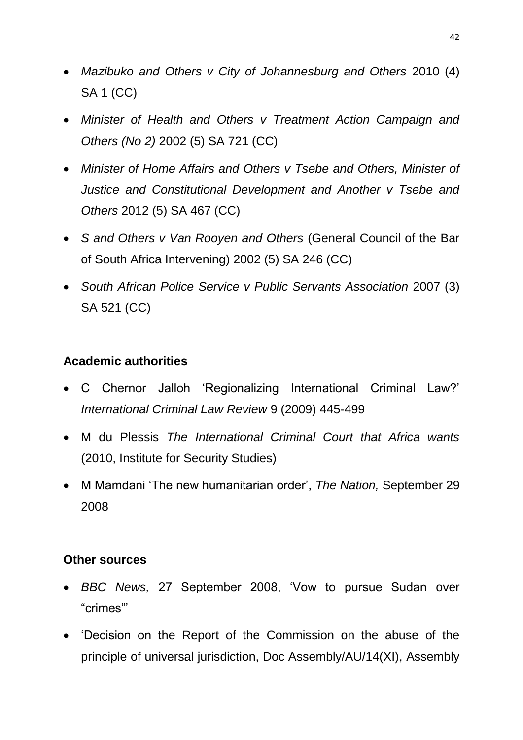- *Mazibuko and Others v City of Johannesburg and Others* 2010 (4) SA 1 (CC)
- *Minister of Health and Others v Treatment Action Campaign and Others (No 2)* 2002 (5) SA 721 (CC)
- *Minister of Home Affairs and Others v Tsebe and Others, Minister of Justice and Constitutional Development and Another v Tsebe and Others* 2012 (5) SA 467 (CC)
- *S and Others v Van Rooyen and Others* (General Council of the Bar of South Africa Intervening) 2002 (5) SA 246 (CC)
- *South African Police Service v Public Servants Association* 2007 (3) SA 521 (CC)

**Academic authorities**

- C Chernor Jalloh 'Regionalizing International Criminal Law?' *International Criminal Law Review* 9 (2009) 445-499
- M du Plessis *The International Criminal Court that Africa wants* (2010, Institute for Security Studies)
- M Mamdani 'The new humanitarian order', *The Nation,* September 29 2008

**Other sources**

- *BBC News,* 27 September 2008, 'Vow to pursue Sudan over "crimes"'
- 'Decision on the Report of the Commission on the abuse of the principle of universal jurisdiction, Doc Assembly/AU/14(XI), Assembly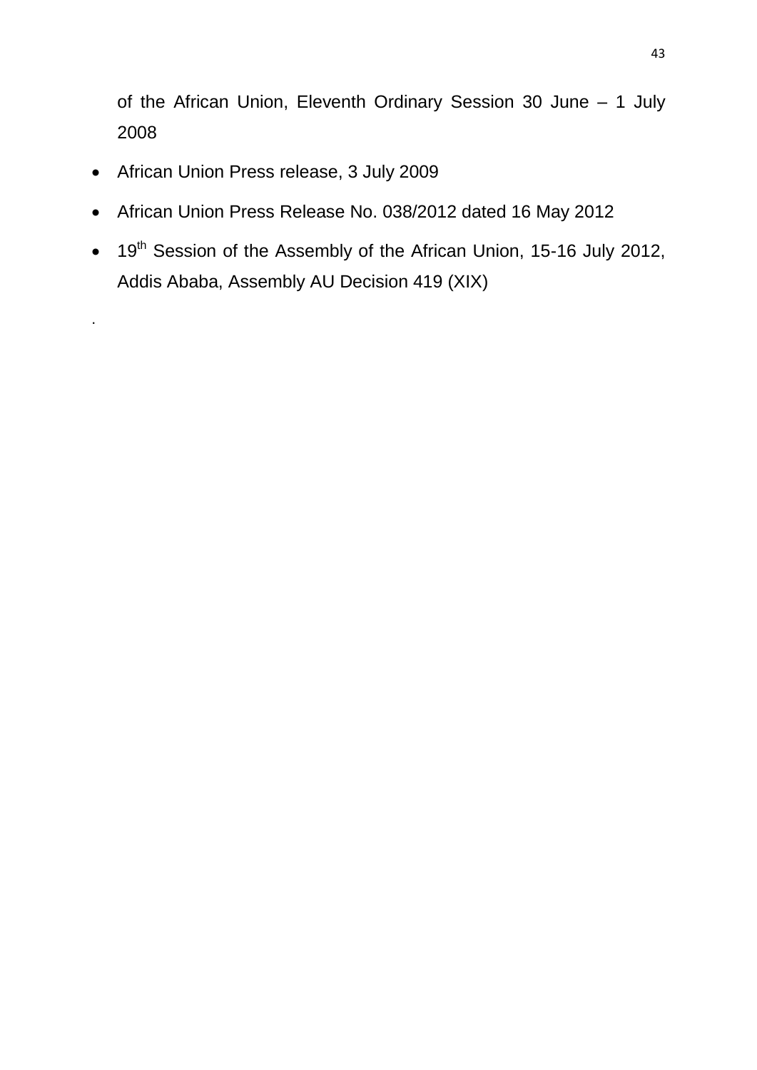of the African Union, Eleventh Ordinary Session 30 June – 1 July 2008

- African Union Press release, 3 July 2009
- African Union Press Release No. 038/2012 dated 16 May 2012
- 19th Session of the Assembly of the African Union, 15-16 July 2012, Addis Ababa, Assembly AU Decision 419 (XIX)

.